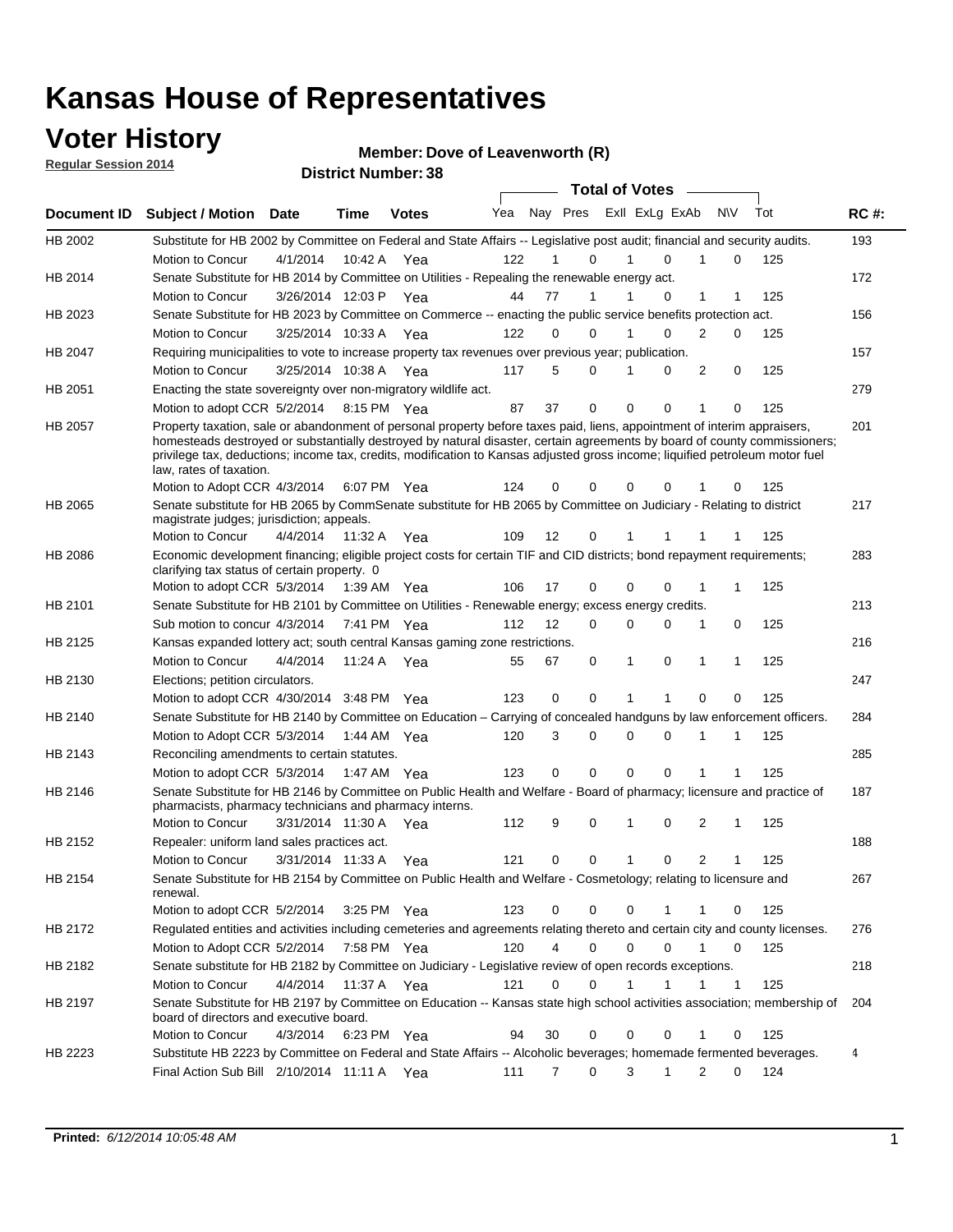# Kansas House of Representatives

## Voter History

**Regular Session 2014**

**Member: Dove of Leavenworth (R)**

**District Number: 38**

| Document ID | Subject / Motion | Date | Time | Votes | Yea | Nay | Pres | ExII | ExLg | ExAb | N\V | Tot | RC #: |
|---|---|---|---|---|---|---|---|---|---|---|---|---|---|
| HB 2002 | Substitute for HB 2002 by Committee on Federal and State Affairs -- Legislative post audit; financial and security audits. | | | | | | | | | | | | 193 |
| | Motion to Concur | 4/1/2014 | 10:42 A | Yea | 122 | 1 | 0 | 1 | 0 | 1 | 0 | 125 | |
| HB 2014 | Senate Substitute for HB 2014 by Committee on Utilities - Repealing the renewable energy act. | | | | | | | | | | | | 172 |
| | Motion to Concur | 3/26/2014 | 12:03 P | Yea | 44 | 77 | 1 | 1 | 0 | 1 | 1 | 125 | |
| HB 2023 | Senate Substitute for HB 2023 by Committee on Commerce -- enacting the public service benefits protection act. | | | | | | | | | | | | 156 |
| | Motion to Concur | 3/25/2014 | 10:33 A | Yea | 122 | 0 | 0 | 1 | 0 | 2 | 0 | 125 | |
| HB 2047 | Requiring municipalities to vote to increase property tax revenues over previous year; publication. | | | | | | | | | | | | 157 |
| | Motion to Concur | 3/25/2014 | 10:38 A | Yea | 117 | 5 | 0 | 1 | 0 | 2 | 0 | 125 | |
| HB 2051 | Enacting the state sovereignty over non-migratory wildlife act. | | | | | | | | | | | | 279 |
| | Motion to adopt CCR | 5/2/2014 | 8:15 PM | Yea | 87 | 37 | 0 | 0 | 0 | 1 | 0 | 125 | |
| HB 2057 | Property taxation, sale or abandonment of personal property before taxes paid, liens, appointment of interim appraisers, homesteads destroyed or substantially destroyed by natural disaster, certain agreements by board of county commissioners; privilege tax, deductions; income tax, credits, modification to Kansas adjusted gross income; liquified petroleum motor fuel law, rates of taxation. | | | | | | | | | | | | 201 |
| | Motion to Adopt CCR | 4/3/2014 | 6:07 PM | Yea | 124 | 0 | 0 | 0 | 0 | 1 | 0 | 125 | |
| HB 2065 | Senate substitute for HB 2065 by CommSenate substitute for HB 2065 by Committee on Judiciary - Relating to district magistrate judges; jurisdiction; appeals. | | | | | | | | | | | | 217 |
| | Motion to Concur | 4/4/2014 | 11:32 A | Yea | 109 | 12 | 0 | 1 | 1 | 1 | 1 | 125 | |
| HB 2086 | Economic development financing; eligible project costs for certain TIF and CID districts; bond repayment requirements; clarifying tax status of certain property. 0 | | | | | | | | | | | | 283 |
| | Motion to adopt CCR | 5/3/2014 | 1:39 AM | Yea | 106 | 17 | 0 | 0 | 0 | 1 | 1 | 125 | |
| HB 2101 | Senate Substitute for HB 2101 by Committee on Utilities - Renewable energy; excess energy credits. | | | | | | | | | | | | 213 |
| | Sub motion to concur | 4/3/2014 | 7:41 PM | Yea | 112 | 12 | 0 | 0 | 0 | 1 | 0 | 125 | |
| HB 2125 | Kansas expanded lottery act; south central Kansas gaming zone restrictions. | | | | | | | | | | | | 216 |
| | Motion to Concur | 4/4/2014 | 11:24 A | Yea | 55 | 67 | 0 | 1 | 0 | 1 | 1 | 125 | |
| HB 2130 | Elections; petition circulators. | | | | | | | | | | | | 247 |
| | Motion to adopt CCR | 4/30/2014 | 3:48 PM | Yea | 123 | 0 | 0 | 1 | 1 | 0 | 0 | 125 | |
| HB 2140 | Senate Substitute for HB 2140 by Committee on Education – Carrying of concealed handguns by law enforcement officers. | | | | | | | | | | | | 284 |
| | Motion to Adopt CCR | 5/3/2014 | 1:44 AM | Yea | 120 | 3 | 0 | 0 | 0 | 1 | 1 | 125 | |
| HB 2143 | Reconciling amendments to certain statutes. | | | | | | | | | | | | 285 |
| | Motion to adopt CCR | 5/3/2014 | 1:47 AM | Yea | 123 | 0 | 0 | 0 | 0 | 1 | 1 | 125 | |
| HB 2146 | Senate Substitute for HB 2146 by Committee on Public Health and Welfare - Board of pharmacy; licensure and practice of pharmacists, pharmacy technicians and pharmacy interns. | | | | | | | | | | | | 187 |
| | Motion to Concur | 3/31/2014 | 11:30 A | Yea | 112 | 9 | 0 | 1 | 0 | 2 | 1 | 125 | |
| HB 2152 | Repealer: uniform land sales practices act. | | | | | | | | | | | | 188 |
| | Motion to Concur | 3/31/2014 | 11:33 A | Yea | 121 | 0 | 0 | 1 | 0 | 2 | 1 | 125 | |
| HB 2154 | Senate Substitute for HB 2154 by Committee on Public Health and Welfare - Cosmetology; relating to licensure and renewal. | | | | | | | | | | | | 267 |
| | Motion to adopt CCR | 5/2/2014 | 3:25 PM | Yea | 123 | 0 | 0 | 0 | 1 | 1 | 0 | 125 | |
| HB 2172 | Regulated entities and activities including cemeteries and agreements relating thereto and certain city and county licenses. | | | | | | | | | | | | 276 |
| | Motion to Adopt CCR | 5/2/2014 | 7:58 PM | Yea | 120 | 4 | 0 | 0 | 0 | 1 | 0 | 125 | |
| HB 2182 | Senate substitute for HB 2182 by Committee on Judiciary - Legislative review of open records exceptions. | | | | | | | | | | | | 218 |
| | Motion to Concur | 4/4/2014 | 11:37 A | Yea | 121 | 0 | 0 | 1 | 1 | 1 | 1 | 125 | |
| HB 2197 | Senate Substitute for HB 2197 by Committee on Education -- Kansas state high school activities association; membership of board of directors and executive board. | | | | | | | | | | | | 204 |
| | Motion to Concur | 4/3/2014 | 6:23 PM | Yea | 94 | 30 | 0 | 0 | 0 | 1 | 0 | 125 | |
| HB 2223 | Substitute HB 2223 by Committee on Federal and State Affairs -- Alcoholic beverages; homemade fermented beverages. | | | | | | | | | | | | 4 |
| | Final Action Sub Bill | 2/10/2014 | 11:11 A | Yea | 111 | 7 | 0 | 3 | 1 | 2 | 0 | 124 | |

**Printed:** *6/12/2014 10:05:48 AM*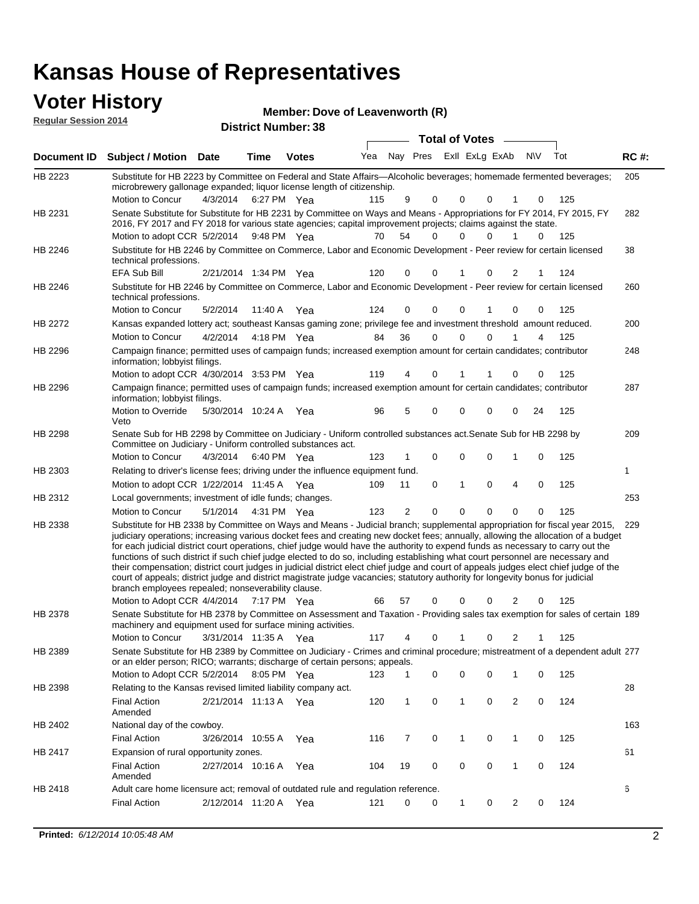# Kansas House of Representatives

## Voter History

**Regular Session 2014**

**Member: Dove of Leavenworth (R)**

**District Number: 38**

| Document ID | Subject / Motion | Date | Time | Votes | Yea | Nay | Pres | ExII | ExLg | ExAb | N\V | Tot | RC #: |
|---|---|---|---|---|---|---|---|---|---|---|---|---|---|
| HB 2223 | Substitute for HB 2223 by Committee on Federal and State Affairs—Alcoholic beverages; homemade fermented beverages; microbrewery gallonage expanded; liquor license length of citizenship. | | | | | | | | | | | | 205 |
| | Motion to Concur | 4/3/2014 | 6:27 PM | Yea | 115 | 9 | 0 | 0 | 0 | 1 | 0 | 125 | |
| HB 2231 | Senate Substitute for Substitute for HB 2231 by Committee on Ways and Means - Appropriations for FY 2014, FY 2015, FY 2016, FY 2017 and FY 2018 for various state agencies; capital improvement projects; claims against the state. | | | | | | | | | | | | 282 |
| | Motion to adopt CCR | 5/2/2014 | 9:48 PM | Yea | 70 | 54 | 0 | 0 | 0 | 1 | 0 | 125 | |
| HB 2246 | Substitute for HB 2246 by Committee on Commerce, Labor and Economic Development - Peer review for certain licensed technical professions. | | | | | | | | | | | | 38 |
| | EFA Sub Bill | 2/21/2014 | 1:34 PM | Yea | 120 | 0 | 0 | 1 | 0 | 2 | 1 | 124 | |
| HB 2246 | Substitute for HB 2246 by Committee on Commerce, Labor and Economic Development - Peer review for certain licensed technical professions. | | | | | | | | | | | | 260 |
| | Motion to Concur | 5/2/2014 | 11:40 A | Yea | 124 | 0 | 0 | 0 | 1 | 0 | 0 | 125 | |
| HB 2272 | Kansas expanded lottery act; southeast Kansas gaming zone; privilege fee and investment threshold amount reduced. | | | | | | | | | | | | 200 |
| | Motion to Concur | 4/2/2014 | 4:18 PM | Yea | 84 | 36 | 0 | 0 | 0 | 1 | 4 | 125 | |
| HB 2296 | Campaign finance; permitted uses of campaign funds; increased exemption amount for certain candidates; contributor information; lobbyist filings. | | | | | | | | | | | | 248 |
| | Motion to adopt CCR | 4/30/2014 | 3:53 PM | Yea | 119 | 4 | 0 | 1 | 1 | 0 | 0 | 125 | |
| HB 2296 | Campaign finance; permitted uses of campaign funds; increased exemption amount for certain candidates; contributor information; lobbyist filings. | | | | | | | | | | | | 287 |
| | Motion to Override Veto | 5/30/2014 | 10:24 A | Yea | 96 | 5 | 0 | 0 | 0 | 0 | 24 | 125 | |
| HB 2298 | Senate Sub for HB 2298 by Committee on Judiciary - Uniform controlled substances act.Senate Sub for HB 2298 by Committee on Judiciary - Uniform controlled substances act. | | | | | | | | | | | | 209 |
| | Motion to Concur | 4/3/2014 | 6:40 PM | Yea | 123 | 1 | 0 | 0 | 0 | 1 | 0 | 125 | |
| HB 2303 | Relating to driver's license fees; driving under the influence equipment fund. | | | | | | | | | | | | 1 |
| | Motion to adopt CCR | 1/22/2014 | 11:45 A | Yea | 109 | 11 | 0 | 1 | 0 | 4 | 0 | 125 | |
| HB 2312 | Local governments; investment of idle funds; changes. | | | | | | | | | | | | 253 |
| | Motion to Concur | 5/1/2014 | 4:31 PM | Yea | 123 | 2 | 0 | 0 | 0 | 0 | 0 | 125 | |
| HB 2338 | Substitute for HB 2338 by Committee on Ways and Means - Judicial branch; supplemental appropriation for fiscal year 2015, judiciary operations; increasing various docket fees and creating new docket fees; annually, allowing the allocation of a budget for each judicial district court operations, chief judge would have the authority to expend funds as necessary to carry out the functions of such district if such chief judge elected to do so, including establishing what court personnel are necessary and their compensation; district court judges in judicial district elect chief judge and court of appeals judges elect chief judge of the court of appeals; district judge and district magistrate judge vacancies; statutory authority for longevity bonus for judicial branch employees repealed; nonseverability clause. | | | | | | | | | | | | 229 |
| | Motion to Adopt CCR | 4/4/2014 | 7:17 PM | Yea | 66 | 57 | 0 | 0 | 0 | 2 | 0 | 125 | |
| HB 2378 | Senate Substitute for HB 2378 by Committee on Assessment and Taxation - Providing sales tax exemption for sales of certain machinery and equipment used for surface mining activities. | | | | | | | | | | | | 189 |
| | Motion to Concur | 3/31/2014 | 11:35 A | Yea | 117 | 4 | 0 | 1 | 0 | 2 | 1 | 125 | |
| HB 2389 | Senate Substitute for HB 2389 by Committee on Judiciary - Crimes and criminal procedure; mistreatment of a dependent adult or an elder person; RICO; warrants; discharge of certain persons; appeals. | | | | | | | | | | | | 277 |
| | Motion to Adopt CCR | 5/2/2014 | 8:05 PM | Yea | 123 | 1 | 0 | 0 | 0 | 1 | 0 | 125 | |
| HB 2398 | Relating to the Kansas revised limited liability company act. | | | | | | | | | | | | 28 |
| | Final Action Amended | 2/21/2014 | 11:13 A | Yea | 120 | 1 | 0 | 1 | 0 | 2 | 0 | 124 | |
| HB 2402 | National day of the cowboy. | | | | | | | | | | | | 163 |
| | Final Action | 3/26/2014 | 10:55 A | Yea | 116 | 7 | 0 | 1 | 0 | 1 | 0 | 125 | |
| HB 2417 | Expansion of rural opportunity zones. | | | | | | | | | | | | 61 |
| | Final Action Amended | 2/27/2014 | 10:16 A | Yea | 104 | 19 | 0 | 0 | 0 | 1 | 0 | 124 | |
| HB 2418 | Adult care home licensure act; removal of outdated rule and regulation reference. | | | | | | | | | | | | 6 |
| | Final Action | 2/12/2014 | 11:20 A | Yea | 121 | 0 | 0 | 1 | 0 | 2 | 0 | 124 | |

**Printed:** *6/12/2014 10:05:48 AM*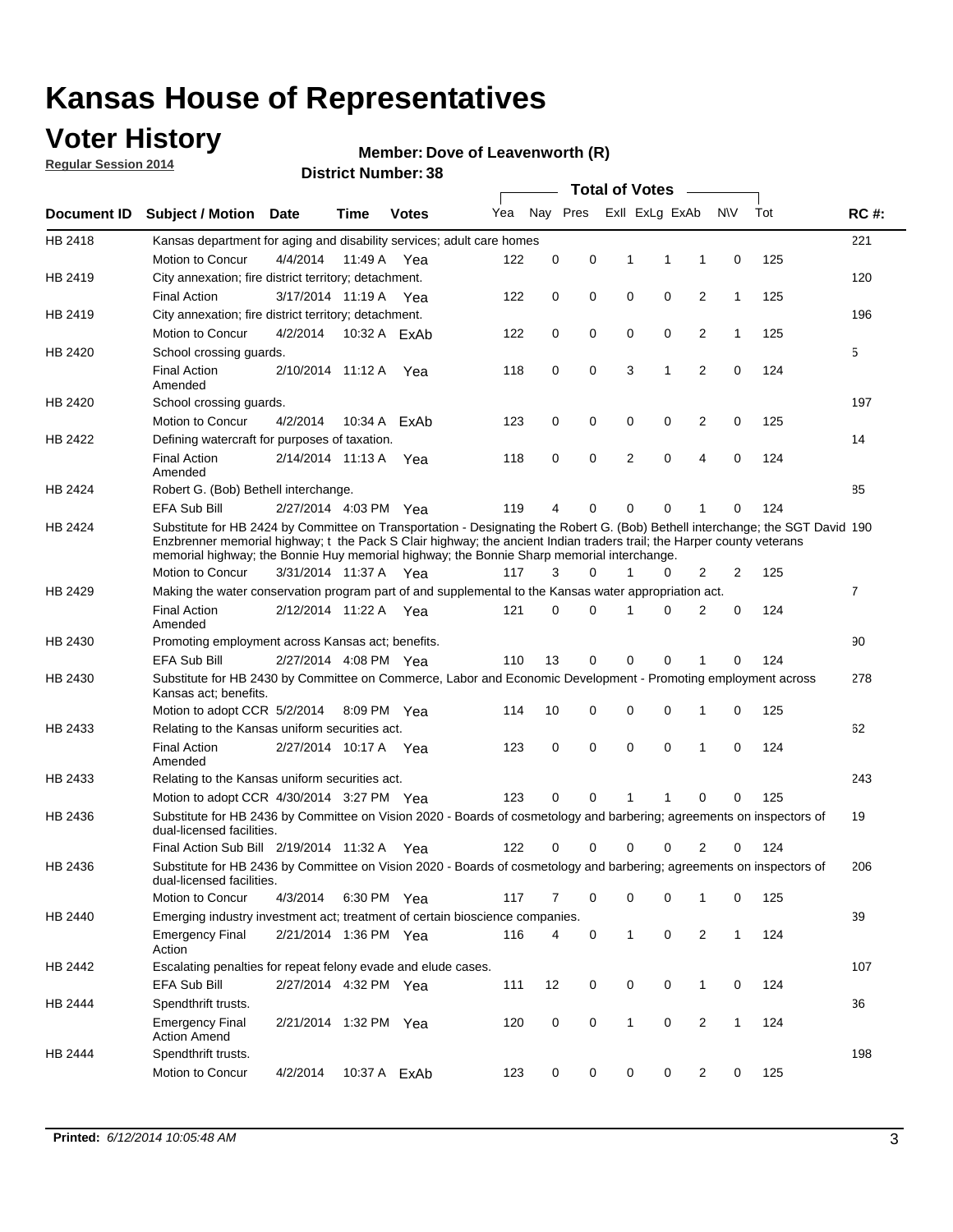# Kansas House of Representatives

## Voter History

**Regular Session 2014**

**Member: Dove of Leavenworth (R)**

**District Number: 38**

| Document ID | Subject / Motion | Date | Time | Votes | Yea | Nay | Pres | ExII | ExLg | ExAb | N\V | Tot | RC #: |
|---|---|---|---|---|---|---|---|---|---|---|---|---|---|
| HB 2418 | Kansas department for aging and disability services; adult care homes | | | | | | | | | | | | 221 |
| | Motion to Concur | 4/4/2014 | 11:49 A | Yea | 122 | 0 | 0 | 1 | 1 | 1 | 0 | 125 | |
| HB 2419 | City annexation; fire district territory; detachment. | | | | | | | | | | | | 120 |
| | Final Action | 3/17/2014 | 11:19 A | Yea | 122 | 0 | 0 | 0 | 0 | 2 | 1 | 125 | |
| HB 2419 | City annexation; fire district territory; detachment. | | | | | | | | | | | | 196 |
| | Motion to Concur | 4/2/2014 | 10:32 A | ExAb | 122 | 0 | 0 | 0 | 0 | 2 | 1 | 125 | |
| HB 2420 | School crossing guards. | | | | | | | | | | | | 5 |
| | Final Action Amended | 2/10/2014 | 11:12 A | Yea | 118 | 0 | 0 | 3 | 1 | 2 | 0 | 124 | |
| HB 2420 | School crossing guards. | | | | | | | | | | | | 197 |
| | Motion to Concur | 4/2/2014 | 10:34 A | ExAb | 123 | 0 | 0 | 0 | 0 | 2 | 0 | 125 | |
| HB 2422 | Defining watercraft for purposes of taxation. | | | | | | | | | | | | 14 |
| | Final Action Amended | 2/14/2014 | 11:13 A | Yea | 118 | 0 | 0 | 2 | 0 | 4 | 0 | 124 | |
| HB 2424 | Robert G. (Bob) Bethell interchange. | | | | | | | | | | | | 85 |
| | EFA Sub Bill | 2/27/2014 | 4:03 PM | Yea | 119 | 4 | 0 | 0 | 0 | 1 | 0 | 124 | |
| HB 2424 | Substitute for HB 2424 by Committee on Transportation - Designating the Robert G. (Bob) Bethell interchange; the SGT David Enzbrenner memorial highway; t the Pack S Clair highway; the ancient Indian traders trail; the Harper county veterans memorial highway; the Bonnie Huy memorial highway; the Bonnie Sharp memorial interchange. | | | | | | | | | | | | 190 |
| | Motion to Concur | 3/31/2014 | 11:37 A | Yea | 117 | 3 | 0 | 1 | 0 | 2 | 2 | 125 | |
| HB 2429 | Making the water conservation program part of and supplemental to the Kansas water appropriation act. | | | | | | | | | | | | 7 |
| | Final Action Amended | 2/12/2014 | 11:22 A | Yea | 121 | 0 | 0 | 1 | 0 | 2 | 0 | 124 | |
| HB 2430 | Promoting employment across Kansas act; benefits. | | | | | | | | | | | | 90 |
| | EFA Sub Bill | 2/27/2014 | 4:08 PM | Yea | 110 | 13 | 0 | 0 | 0 | 1 | 0 | 124 | |
| HB 2430 | Substitute for HB 2430 by Committee on Commerce, Labor and Economic Development - Promoting employment across Kansas act; benefits. | | | | | | | | | | | | 278 |
| | Motion to adopt CCR | 5/2/2014 | 8:09 PM | Yea | 114 | 10 | 0 | 0 | 0 | 1 | 0 | 125 | |
| HB 2433 | Relating to the Kansas uniform securities act. | | | | | | | | | | | | 62 |
| | Final Action Amended | 2/27/2014 | 10:17 A | Yea | 123 | 0 | 0 | 0 | 0 | 1 | 0 | 124 | |
| HB 2433 | Relating to the Kansas uniform securities act. | | | | | | | | | | | | 243 |
| | Motion to adopt CCR | 4/30/2014 | 3:27 PM | Yea | 123 | 0 | 0 | 1 | 1 | 0 | 0 | 125 | |
| HB 2436 | Substitute for HB 2436 by Committee on Vision 2020 - Boards of cosmetology and barbering; agreements on inspectors of dual-licensed facilities. | | | | | | | | | | | | 19 |
| | Final Action Sub Bill | 2/19/2014 | 11:32 A | Yea | 122 | 0 | 0 | 0 | 0 | 2 | 0 | 124 | |
| HB 2436 | Substitute for HB 2436 by Committee on Vision 2020 - Boards of cosmetology and barbering; agreements on inspectors of dual-licensed facilities. | | | | | | | | | | | | 206 |
| | Motion to Concur | 4/3/2014 | 6:30 PM | Yea | 117 | 7 | 0 | 0 | 0 | 1 | 0 | 125 | |
| HB 2440 | Emerging industry investment act; treatment of certain bioscience companies. | | | | | | | | | | | | 39 |
| | Emergency Final Action | 2/21/2014 | 1:36 PM | Yea | 116 | 4 | 0 | 1 | 0 | 2 | 1 | 124 | |
| HB 2442 | Escalating penalties for repeat felony evade and elude cases. | | | | | | | | | | | | 107 |
| | EFA Sub Bill | 2/27/2014 | 4:32 PM | Yea | 111 | 12 | 0 | 0 | 0 | 1 | 0 | 124 | |
| HB 2444 | Spendthrift trusts. | | | | | | | | | | | | 36 |
| | Emergency Final Action Amend | 2/21/2014 | 1:32 PM | Yea | 120 | 0 | 0 | 1 | 0 | 2 | 1 | 124 | |
| HB 2444 | Spendthrift trusts. | | | | | | | | | | | | 198 |
| | Motion to Concur | 4/2/2014 | 10:37 A | ExAb | 123 | 0 | 0 | 0 | 0 | 2 | 0 | 125 | |

**Printed:** *6/12/2014 10:05:48 AM*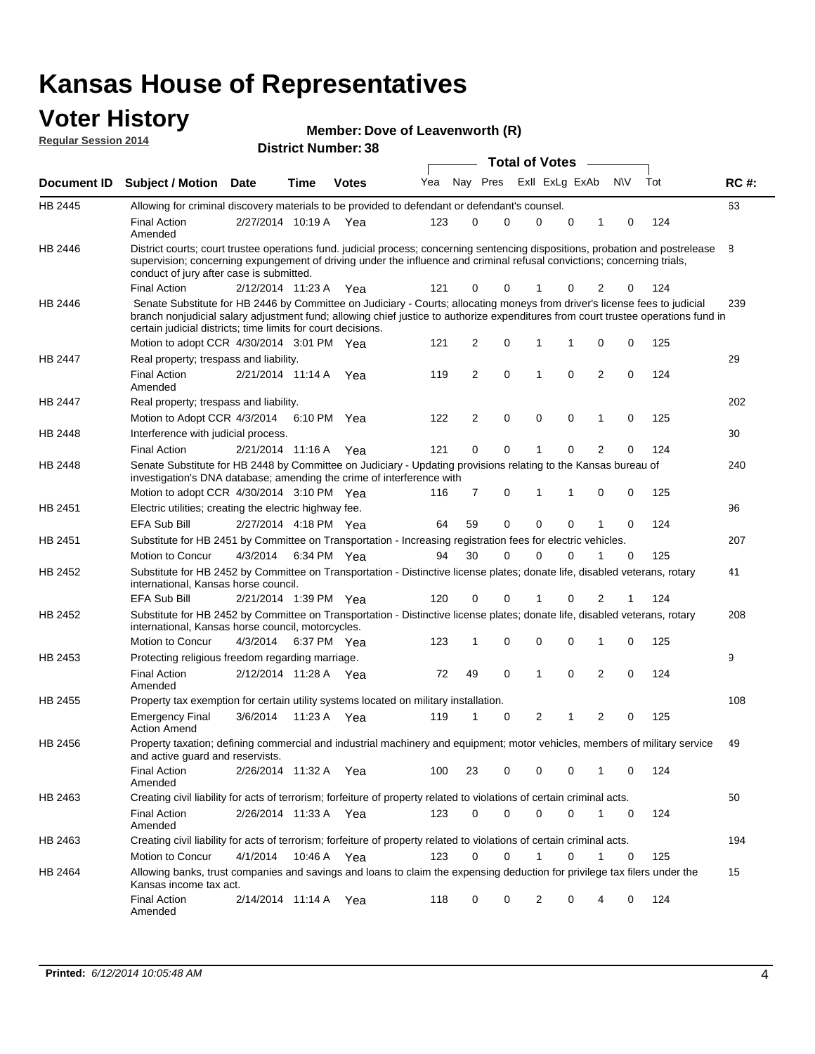# Kansas House of Representatives

## Voter History

**Regular Session 2014**

**Member: Dove of Leavenworth (R)**

**District Number: 38**

| Document ID | Subject / Motion | Date | Time | Votes | Yea | Nay | Pres | ExII | ExLg | ExAb | N\V | Tot | RC #: |
|---|---|---|---|---|---|---|---|---|---|---|---|---|---|
| HB 2445 | Allowing for criminal discovery materials to be provided to defendant or defendant's counsel. | | | | | | | | | | | | 63 |
| | Final Action Amended | 2/27/2014 | 10:19 A | Yea | 123 | 0 | 0 | 0 | 0 | 1 | 0 | 124 | |
| HB 2446 | District courts; court trustee operations fund. judicial process; concerning sentencing dispositions, probation and postrelease supervision; concerning expungement of driving under the influence and criminal refusal convictions; concerning trials, conduct of jury after case is submitted. | | | | | | | | | | | | 8 |
| | Final Action | 2/12/2014 | 11:23 A | Yea | 121 | 0 | 0 | 1 | 0 | 2 | 0 | 124 | |
| HB 2446 | Senate Substitute for HB 2446 by Committee on Judiciary - Courts; allocating moneys from driver's license fees to judicial branch nonjudicial salary adjustment fund; allowing chief justice to authorize expenditures from court trustee operations fund in certain judicial districts; time limits for court decisions. | | | | | | | | | | | | 239 |
| | Motion to adopt CCR | 4/30/2014 | 3:01 PM | Yea | 121 | 2 | 0 | 1 | 1 | 0 | 0 | 125 | |
| HB 2447 | Real property; trespass and liability. | | | | | | | | | | | | 29 |
| | Final Action Amended | 2/21/2014 | 11:14 A | Yea | 119 | 2 | 0 | 1 | 0 | 2 | 0 | 124 | |
| HB 2447 | Real property; trespass and liability. | | | | | | | | | | | | 202 |
| | Motion to Adopt CCR | 4/3/2014 | 6:10 PM | Yea | 122 | 2 | 0 | 0 | 0 | 1 | 0 | 125 | |
| HB 2448 | Interference with judicial process. | | | | | | | | | | | | 30 |
| | Final Action | 2/21/2014 | 11:16 A | Yea | 121 | 0 | 0 | 1 | 0 | 2 | 0 | 124 | |
| HB 2448 | Senate Substitute for HB 2448 by Committee on Judiciary - Updating provisions relating to the Kansas bureau of investigation's DNA database; amending the crime of interference with | | | | | | | | | | | | 240 |
| | Motion to adopt CCR | 4/30/2014 | 3:10 PM | Yea | 116 | 7 | 0 | 1 | 1 | 0 | 0 | 125 | |
| HB 2451 | Electric utilities; creating the electric highway fee. | | | | | | | | | | | | 96 |
| | EFA Sub Bill | 2/27/2014 | 4:18 PM | Yea | 64 | 59 | 0 | 0 | 0 | 1 | 0 | 124 | |
| HB 2451 | Substitute for HB 2451 by Committee on Transportation - Increasing registration fees for electric vehicles. | | | | | | | | | | | | 207 |
| | Motion to Concur | 4/3/2014 | 6:34 PM | Yea | 94 | 30 | 0 | 0 | 0 | 1 | 0 | 125 | |
| HB 2452 | Substitute for HB 2452 by Committee on Transportation - Distinctive license plates; donate life, disabled veterans, rotary international, Kansas horse council. | | | | | | | | | | | | 41 |
| | EFA Sub Bill | 2/21/2014 | 1:39 PM | Yea | 120 | 0 | 0 | 1 | 0 | 2 | 1 | 124 | |
| HB 2452 | Substitute for HB 2452 by Committee on Transportation - Distinctive license plates; donate life, disabled veterans, rotary international, Kansas horse council, motorcycles. | | | | | | | | | | | | 208 |
| | Motion to Concur | 4/3/2014 | 6:37 PM | Yea | 123 | 1 | 0 | 0 | 0 | 1 | 0 | 125 | |
| HB 2453 | Protecting religious freedom regarding marriage. | | | | | | | | | | | | 9 |
| | Final Action Amended | 2/12/2014 | 11:28 A | Yea | 72 | 49 | 0 | 1 | 0 | 2 | 0 | 124 | |
| HB 2455 | Property tax exemption for certain utility systems located on military installation. | | | | | | | | | | | | 108 |
| | Emergency Final Action Amend | 3/6/2014 | 11:23 A | Yea | 119 | 1 | 0 | 2 | 1 | 2 | 0 | 125 | |
| HB 2456 | Property taxation; defining commercial and industrial machinery and equipment; motor vehicles, members of military service and active guard and reservists. | | | | | | | | | | | | 49 |
| | Final Action Amended | 2/26/2014 | 11:32 A | Yea | 100 | 23 | 0 | 0 | 0 | 1 | 0 | 124 | |
| HB 2463 | Creating civil liability for acts of terrorism; forfeiture of property related to violations of certain criminal acts. | | | | | | | | | | | | 50 |
| | Final Action Amended | 2/26/2014 | 11:33 A | Yea | 123 | 0 | 0 | 0 | 0 | 1 | 0 | 124 | |
| HB 2463 | Creating civil liability for acts of terrorism; forfeiture of property related to violations of certain criminal acts. | | | | | | | | | | | | 194 |
| | Motion to Concur | 4/1/2014 | 10:46 A | Yea | 123 | 0 | 0 | 1 | 0 | 1 | 0 | 125 | |
| HB 2464 | Allowing banks, trust companies and savings and loans to claim the expensing deduction for privilege tax filers under the Kansas income tax act. | | | | | | | | | | | | 15 |
| | Final Action Amended | 2/14/2014 | 11:14 A | Yea | 118 | 0 | 0 | 2 | 0 | 4 | 0 | 124 | |

**Printed:** *6/12/2014 10:05:48 AM*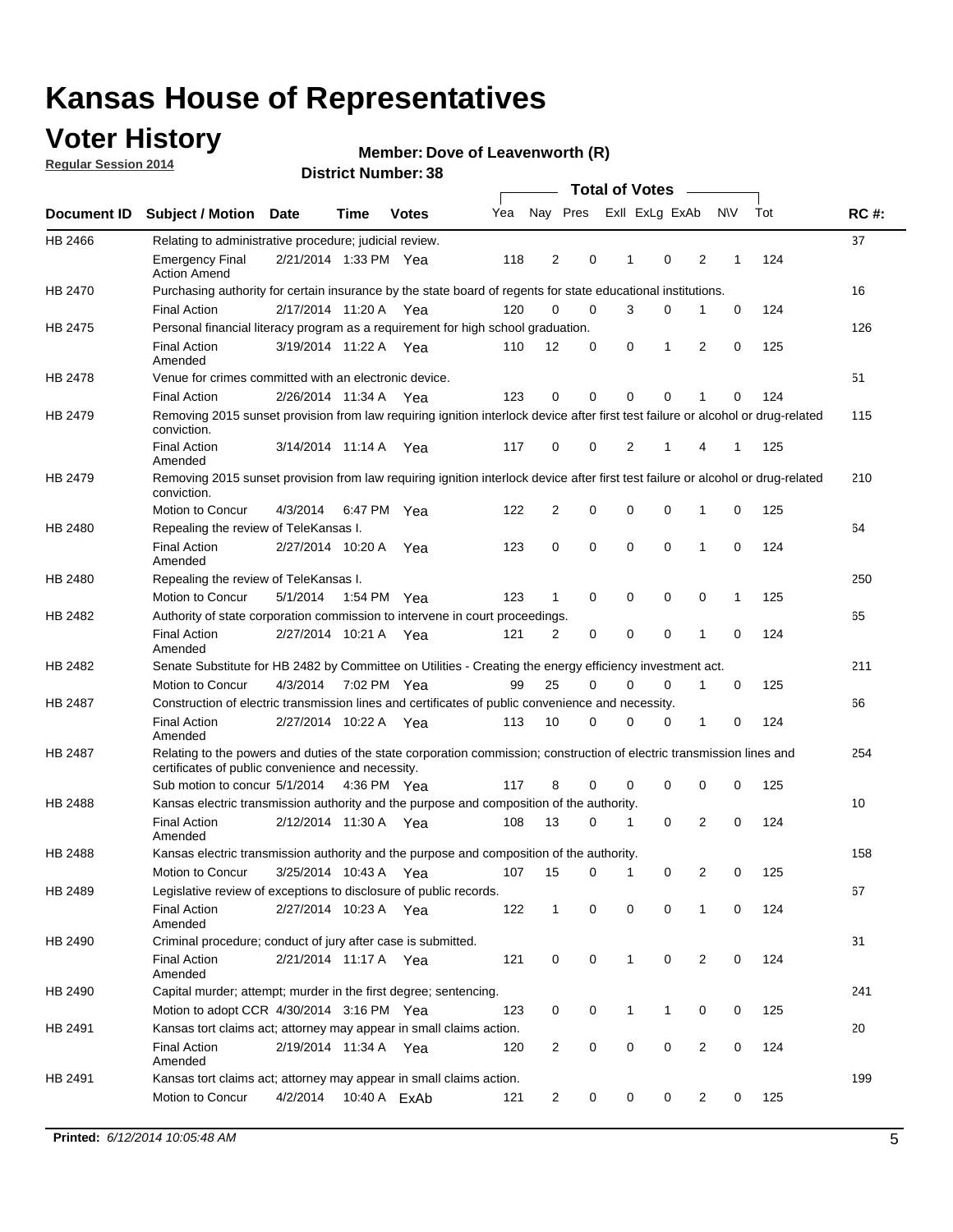# Kansas House of Representatives

## Voter History

**Regular Session 2014**

**Member: Dove of Leavenworth (R)**

**District Number: 38**

| Document ID | Subject / Motion | Date | Time | Votes | Yea | Nay | Pres | ExII | ExLg | ExAb | N\V | Tot | RC #: |
|---|---|---|---|---|---|---|---|---|---|---|---|---|---|
| HB 2466 | Relating to administrative procedure; judicial review. | | | | | | | | | | | | 37 |
| | Emergency Final Action Amend | 2/21/2014 | 1:33 PM | Yea | 118 | 2 | 0 | 1 | 0 | 2 | 1 | 124 | |
| HB 2470 | Purchasing authority for certain insurance by the state board of regents for state educational institutions. | | | | | | | | | | | | 16 |
| | Final Action | 2/17/2014 | 11:20 A | Yea | 120 | 0 | 0 | 3 | 0 | 1 | 0 | 124 | |
| HB 2475 | Personal financial literacy program as a requirement for high school graduation. | | | | | | | | | | | | 126 |
| | Final Action Amended | 3/19/2014 | 11:22 A | Yea | 110 | 12 | 0 | 0 | 1 | 2 | 0 | 125 | |
| HB 2478 | Venue for crimes committed with an electronic device. | | | | | | | | | | | | 51 |
| | Final Action | 2/26/2014 | 11:34 A | Yea | 123 | 0 | 0 | 0 | 0 | 1 | 0 | 124 | |
| HB 2479 | Removing 2015 sunset provision from law requiring ignition interlock device after first test failure or alcohol or drug-related conviction. | | | | | | | | | | | | 115 |
| | Final Action Amended | 3/14/2014 | 11:14 A | Yea | 117 | 0 | 0 | 2 | 1 | 4 | 1 | 125 | |
| HB 2479 | Removing 2015 sunset provision from law requiring ignition interlock device after first test failure or alcohol or drug-related conviction. | | | | | | | | | | | | 210 |
| | Motion to Concur | 4/3/2014 | 6:47 PM | Yea | 122 | 2 | 0 | 0 | 0 | 1 | 0 | 125 | |
| HB 2480 | Repealing the review of TeleKansas I. | | | | | | | | | | | | 64 |
| | Final Action Amended | 2/27/2014 | 10:20 A | Yea | 123 | 0 | 0 | 0 | 0 | 1 | 0 | 124 | |
| HB 2480 | Repealing the review of TeleKansas I. | | | | | | | | | | | | 250 |
| | Motion to Concur | 5/1/2014 | 1:54 PM | Yea | 123 | 1 | 0 | 0 | 0 | 0 | 1 | 125 | |
| HB 2482 | Authority of state corporation commission to intervene in court proceedings. | | | | | | | | | | | | 65 |
| | Final Action Amended | 2/27/2014 | 10:21 A | Yea | 121 | 2 | 0 | 0 | 0 | 1 | 0 | 124 | |
| HB 2482 | Senate Substitute for HB 2482 by Committee on Utilities - Creating the energy efficiency investment act. | | | | | | | | | | | | 211 |
| | Motion to Concur | 4/3/2014 | 7:02 PM | Yea | 99 | 25 | 0 | 0 | 0 | 1 | 0 | 125 | |
| HB 2487 | Construction of electric transmission lines and certificates of public convenience and necessity. | | | | | | | | | | | | 66 |
| | Final Action Amended | 2/27/2014 | 10:22 A | Yea | 113 | 10 | 0 | 0 | 0 | 1 | 0 | 124 | |
| HB 2487 | Relating to the powers and duties of the state corporation commission; construction of electric transmission lines and certificates of public convenience and necessity. | | | | | | | | | | | | 254 |
| | Sub motion to concur | 5/1/2014 | 4:36 PM | Yea | 117 | 8 | 0 | 0 | 0 | 0 | 0 | 125 | |
| HB 2488 | Kansas electric transmission authority and the purpose and composition of the authority. | | | | | | | | | | | | 10 |
| | Final Action Amended | 2/12/2014 | 11:30 A | Yea | 108 | 13 | 0 | 1 | 0 | 2 | 0 | 124 | |
| HB 2488 | Kansas electric transmission authority and the purpose and composition of the authority. | | | | | | | | | | | | 158 |
| | Motion to Concur | 3/25/2014 | 10:43 A | Yea | 107 | 15 | 0 | 1 | 0 | 2 | 0 | 125 | |
| HB 2489 | Legislative review of exceptions to disclosure of public records. | | | | | | | | | | | | 67 |
| | Final Action Amended | 2/27/2014 | 10:23 A | Yea | 122 | 1 | 0 | 0 | 0 | 1 | 0 | 124 | |
| HB 2490 | Criminal procedure; conduct of jury after case is submitted. | | | | | | | | | | | | 31 |
| | Final Action Amended | 2/21/2014 | 11:17 A | Yea | 121 | 0 | 0 | 1 | 0 | 2 | 0 | 124 | |
| HB 2490 | Capital murder; attempt; murder in the first degree; sentencing. | | | | | | | | | | | | 241 |
| | Motion to adopt CCR | 4/30/2014 | 3:16 PM | Yea | 123 | 0 | 0 | 1 | 1 | 0 | 0 | 125 | |
| HB 2491 | Kansas tort claims act; attorney may appear in small claims action. | | | | | | | | | | | | 20 |
| | Final Action Amended | 2/19/2014 | 11:34 A | Yea | 120 | 2 | 0 | 0 | 0 | 2 | 0 | 124 | |
| HB 2491 | Kansas tort claims act; attorney may appear in small claims action. | | | | | | | | | | | | 199 |
| | Motion to Concur | 4/2/2014 | 10:40 A | ExAb | 121 | 2 | 0 | 0 | 0 | 2 | 0 | 125 | |

**Printed:** *6/12/2014 10:05:48 AM*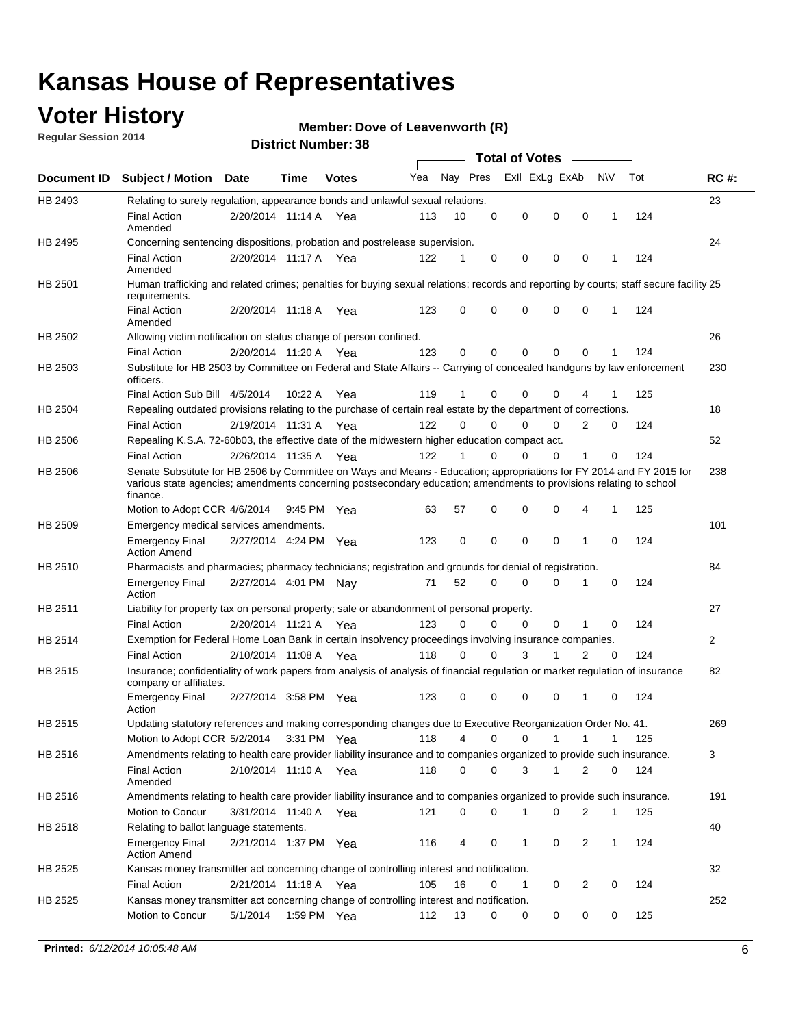# Kansas House of Representatives

## Voter History

**Regular Session 2014**

**Member: Dove of Leavenworth (R)**

**District Number: 38**

| Document ID | Subject / Motion | Date | Time | Votes | Yea | Nay | Pres | ExII | ExLg | ExAb | N\V | Tot | RC #: |
|---|---|---|---|---|---|---|---|---|---|---|---|---|---|
| HB 2493 | Relating to surety regulation, appearance bonds and unlawful sexual relations. | | | | | | | | | | | | 23 |
| | Final Action Amended | 2/20/2014 | 11:14 A | Yea | 113 | 10 | 0 | 0 | 0 | 0 | 1 | 124 | |
| HB 2495 | Concerning sentencing dispositions, probation and postrelease supervision. | | | | | | | | | | | | 24 |
| | Final Action Amended | 2/20/2014 | 11:17 A | Yea | 122 | 1 | 0 | 0 | 0 | 0 | 1 | 124 | |
| HB 2501 | Human trafficking and related crimes; penalties for buying sexual relations; records and reporting by courts; staff secure facility requirements. | | | | | | | | | | | | 25 |
| | Final Action Amended | 2/20/2014 | 11:18 A | Yea | 123 | 0 | 0 | 0 | 0 | 0 | 1 | 124 | |
| HB 2502 | Allowing victim notification on status change of person confined. | | | | | | | | | | | | 26 |
| | Final Action | 2/20/2014 | 11:20 A | Yea | 123 | 0 | 0 | 0 | 0 | 0 | 1 | 124 | |
| HB 2503 | Substitute for HB 2503 by Committee on Federal and State Affairs -- Carrying of concealed handguns by law enforcement officers. | | | | | | | | | | | | 230 |
| | Final Action Sub Bill | 4/5/2014 | 10:22 A | Yea | 119 | 1 | 0 | 0 | 0 | 4 | 1 | 125 | |
| HB 2504 | Repealing outdated provisions relating to the purchase of certain real estate by the department of corrections. | | | | | | | | | | | | 18 |
| | Final Action | 2/19/2014 | 11:31 A | Yea | 122 | 0 | 0 | 0 | 0 | 2 | 0 | 124 | |
| HB 2506 | Repealing K.S.A. 72-60b03, the effective date of the midwestern higher education compact act. | | | | | | | | | | | | 52 |
| | Final Action | 2/26/2014 | 11:35 A | Yea | 122 | 1 | 0 | 0 | 0 | 1 | 0 | 124 | |
| HB 2506 | Senate Substitute for HB 2506 by Committee on Ways and Means - Education; appropriations for FY 2014 and FY 2015 for various state agencies; amendments concerning postsecondary education; amendments to provisions relating to school finance. | | | | | | | | | | | | 238 |
| | Motion to Adopt CCR | 4/6/2014 | 9:45 PM | Yea | 63 | 57 | 0 | 0 | 0 | 4 | 1 | 125 | |
| HB 2509 | Emergency medical services amendments. | | | | | | | | | | | | 101 |
| | Emergency Final Action Amend | 2/27/2014 | 4:24 PM | Yea | 123 | 0 | 0 | 0 | 0 | 1 | 0 | 124 | |
| HB 2510 | Pharmacists and pharmacies; pharmacy technicians; registration and grounds for denial of registration. | | | | | | | | | | | | 84 |
| | Emergency Final Action | 2/27/2014 | 4:01 PM | Nay | 71 | 52 | 0 | 0 | 0 | 1 | 0 | 124 | |
| HB 2511 | Liability for property tax on personal property; sale or abandonment of personal property. | | | | | | | | | | | | 27 |
| | Final Action | 2/20/2014 | 11:21 A | Yea | 123 | 0 | 0 | 0 | 0 | 1 | 0 | 124 | |
| HB 2514 | Exemption for Federal Home Loan Bank in certain insolvency proceedings involving insurance companies. | | | | | | | | | | | | 2 |
| | Final Action | 2/10/2014 | 11:08 A | Yea | 118 | 0 | 0 | 3 | 1 | 2 | 0 | 124 | |
| HB 2515 | Insurance; confidentiality of work papers from analysis of analysis of financial regulation or market regulation of insurance company or affiliates. | | | | | | | | | | | | 82 |
| | Emergency Final Action | 2/27/2014 | 3:58 PM | Yea | 123 | 0 | 0 | 0 | 0 | 1 | 0 | 124 | |
| HB 2515 | Updating statutory references and making corresponding changes due to Executive Reorganization Order No. 41. | | | | | | | | | | | | 269 |
| | Motion to Adopt CCR | 5/2/2014 | 3:31 PM | Yea | 118 | 4 | 0 | 0 | 1 | 1 | 1 | 125 | |
| HB 2516 | Amendments relating to health care provider liability insurance and to companies organized to provide such insurance. | | | | | | | | | | | | 3 |
| | Final Action Amended | 2/10/2014 | 11:10 A | Yea | 118 | 0 | 0 | 3 | 1 | 2 | 0 | 124 | |
| HB 2516 | Amendments relating to health care provider liability insurance and to companies organized to provide such insurance. | | | | | | | | | | | | 191 |
| | Motion to Concur | 3/31/2014 | 11:40 A | Yea | 121 | 0 | 0 | 1 | 0 | 2 | 1 | 125 | |
| HB 2518 | Relating to ballot language statements. | | | | | | | | | | | | 40 |
| | Emergency Final Action Amend | 2/21/2014 | 1:37 PM | Yea | 116 | 4 | 0 | 1 | 0 | 2 | 1 | 124 | |
| HB 2525 | Kansas money transmitter act concerning change of controlling interest and notification. | | | | | | | | | | | | 32 |
| | Final Action | 2/21/2014 | 11:18 A | Yea | 105 | 16 | 0 | 1 | 0 | 2 | 0 | 124 | |
| HB 2525 | Kansas money transmitter act concerning change of controlling interest and notification. | | | | | | | | | | | | 252 |
| | Motion to Concur | 5/1/2014 | 1:59 PM | Yea | 112 | 13 | 0 | 0 | 0 | 0 | 0 | 125 | |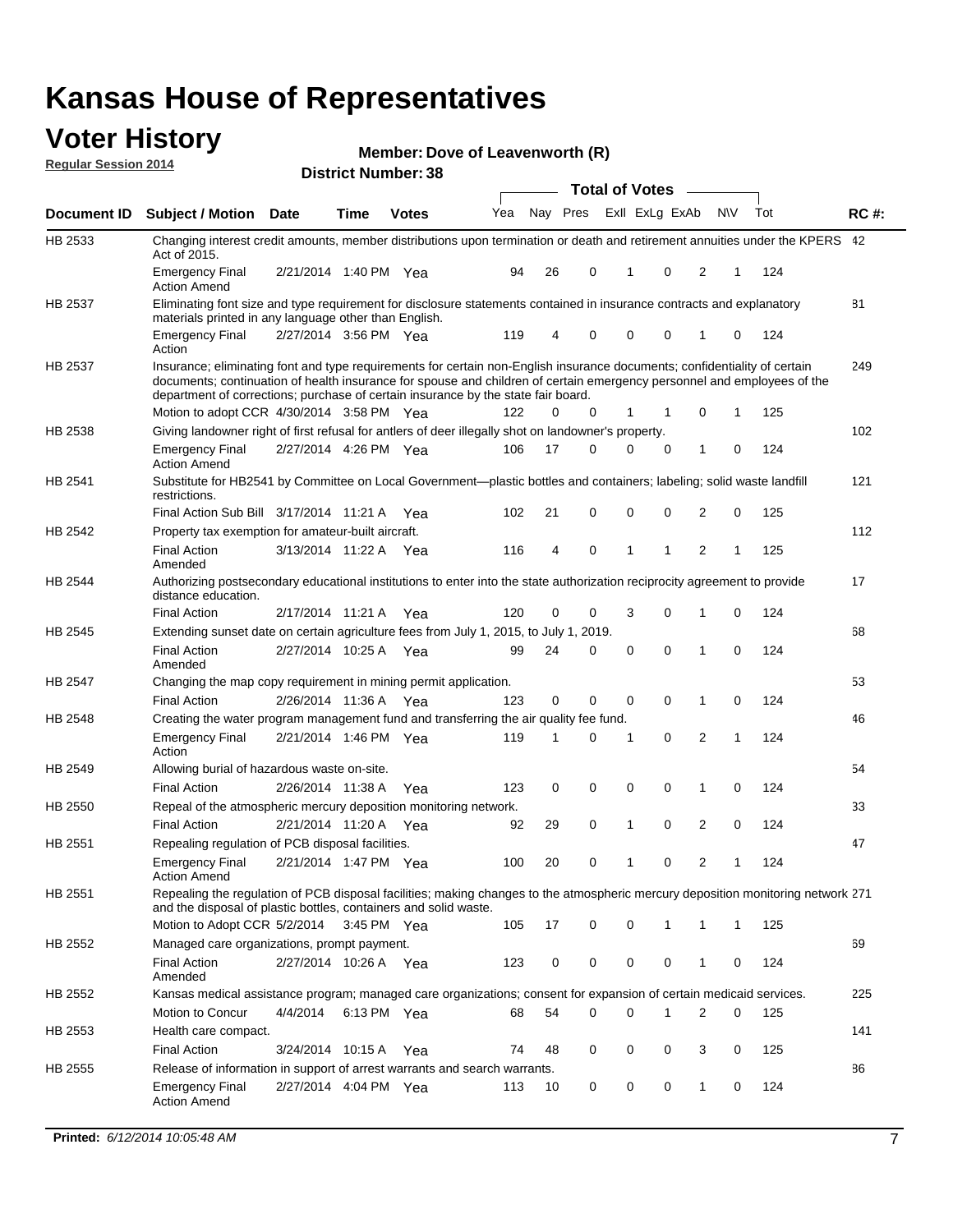# Kansas House of Representatives

## Voter History

**Regular Session 2014**

**Member: Dove of Leavenworth (R)**

**District Number: 38**

| Document ID | Subject / Motion | Date | Time | Votes | Yea | Nay | Pres | ExII | ExLg | ExAb | N\V | Tot | RC #: |
|---|---|---|---|---|---|---|---|---|---|---|---|---|---|
| HB 2533 | Changing interest credit amounts, member distributions upon termination or death and retirement annuities under the KPERS Act of 2015. | | | | | | | | | | | | 42 |
| | Emergency Final Action Amend | 2/21/2014 | 1:40 PM | Yea | 94 | 26 | 0 | 1 | 0 | 2 | 1 | 124 | |
| HB 2537 | Eliminating font size and type requirement for disclosure statements contained in insurance contracts and explanatory materials printed in any language other than English. | | | | | | | | | | | | 81 |
| | Emergency Final Action | 2/27/2014 | 3:56 PM | Yea | 119 | 4 | 0 | 0 | 0 | 1 | 0 | 124 | |
| HB 2537 | Insurance; eliminating font and type requirements for certain non-English insurance documents; confidentiality of certain documents; continuation of health insurance for spouse and children of certain emergency personnel and employees of the department of corrections; purchase of certain insurance by the state fair board. | | | | | | | | | | | | 249 |
| | Motion to adopt CCR | 4/30/2014 | 3:58 PM | Yea | 122 | 0 | 0 | 1 | 1 | 0 | 1 | 125 | |
| HB 2538 | Giving landowner right of first refusal for antlers of deer illegally shot on landowner's property. | | | | | | | | | | | | 102 |
| | Emergency Final Action Amend | 2/27/2014 | 4:26 PM | Yea | 106 | 17 | 0 | 0 | 0 | 1 | 0 | 124 | |
| HB 2541 | Substitute for HB2541 by Committee on Local Government—plastic bottles and containers; labeling; solid waste landfill restrictions. | | | | | | | | | | | | 121 |
| | Final Action Sub Bill | 3/17/2014 | 11:21 A | Yea | 102 | 21 | 0 | 0 | 0 | 2 | 0 | 125 | |
| HB 2542 | Property tax exemption for amateur-built aircraft. | | | | | | | | | | | | 112 |
| | Final Action Amended | 3/13/2014 | 11:22 A | Yea | 116 | 4 | 0 | 1 | 1 | 2 | 1 | 125 | |
| HB 2544 | Authorizing postsecondary educational institutions to enter into the state authorization reciprocity agreement to provide distance education. | | | | | | | | | | | | 17 |
| | Final Action | 2/17/2014 | 11:21 A | Yea | 120 | 0 | 0 | 3 | 0 | 1 | 0 | 124 | |
| HB 2545 | Extending sunset date on certain agriculture fees from July 1, 2015, to July 1, 2019. | | | | | | | | | | | | 68 |
| | Final Action Amended | 2/27/2014 | 10:25 A | Yea | 99 | 24 | 0 | 0 | 0 | 1 | 0 | 124 | |
| HB 2547 | Changing the map copy requirement in mining permit application. | | | | | | | | | | | | 53 |
| | Final Action | 2/26/2014 | 11:36 A | Yea | 123 | 0 | 0 | 0 | 0 | 1 | 0 | 124 | |
| HB 2548 | Creating the water program management fund and transferring the air quality fee fund. | | | | | | | | | | | | 46 |
| | Emergency Final Action | 2/21/2014 | 1:46 PM | Yea | 119 | 1 | 0 | 1 | 0 | 2 | 1 | 124 | |
| HB 2549 | Allowing burial of hazardous waste on-site. | | | | | | | | | | | | 54 |
| | Final Action | 2/26/2014 | 11:38 A | Yea | 123 | 0 | 0 | 0 | 0 | 1 | 0 | 124 | |
| HB 2550 | Repeal of the atmospheric mercury deposition monitoring network. | | | | | | | | | | | | 33 |
| | Final Action | 2/21/2014 | 11:20 A | Yea | 92 | 29 | 0 | 1 | 0 | 2 | 0 | 124 | |
| HB 2551 | Repealing regulation of PCB disposal facilities. | | | | | | | | | | | | 47 |
| | Emergency Final Action Amend | 2/21/2014 | 1:47 PM | Yea | 100 | 20 | 0 | 1 | 0 | 2 | 1 | 124 | |
| HB 2551 | Repealing the regulation of PCB disposal facilities; making changes to the atmospheric mercury deposition monitoring network and the disposal of plastic bottles, containers and solid waste. | | | | | | | | | | | | 271 |
| | Motion to Adopt CCR | 5/2/2014 | 3:45 PM | Yea | 105 | 17 | 0 | 0 | 1 | 1 | 1 | 125 | |
| HB 2552 | Managed care organizations, prompt payment. | | | | | | | | | | | | 69 |
| | Final Action Amended | 2/27/2014 | 10:26 A | Yea | 123 | 0 | 0 | 0 | 0 | 1 | 0 | 124 | |
| HB 2552 | Kansas medical assistance program; managed care organizations; consent for expansion of certain medicaid services. | | | | | | | | | | | | 225 |
| | Motion to Concur | 4/4/2014 | 6:13 PM | Yea | 68 | 54 | 0 | 0 | 1 | 2 | 0 | 125 | |
| HB 2553 | Health care compact. | | | | | | | | | | | | 141 |
| | Final Action | 3/24/2014 | 10:15 A | Yea | 74 | 48 | 0 | 0 | 0 | 3 | 0 | 125 | |
| HB 2555 | Release of information in support of arrest warrants and search warrants. | | | | | | | | | | | | 86 |
| | Emergency Final Action Amend | 2/27/2014 | 4:04 PM | Yea | 113 | 10 | 0 | 0 | 0 | 1 | 0 | 124 | |

**Printed:** *6/12/2014 10:05:48 AM*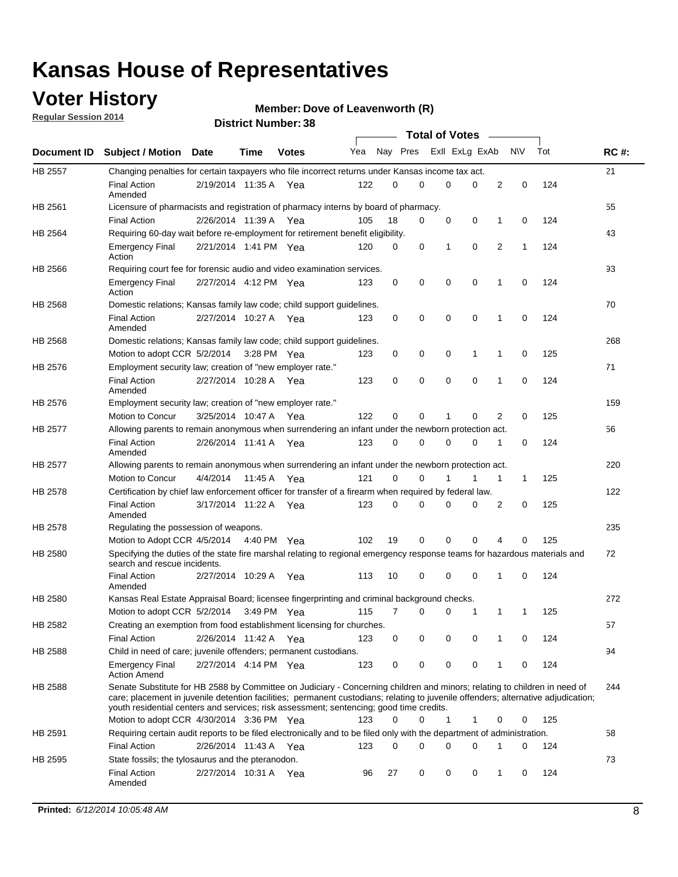# Kansas House of Representatives

## Voter History

**Regular Session 2014**

**Member: Dove of Leavenworth (R)**

**District Number: 38**

| Document ID | Subject / Motion | Date | Time | Votes | Yea | Nay | Pres | ExII | ExLg | ExAb | N\V | Tot | RC #: |
|---|---|---|---|---|---|---|---|---|---|---|---|---|---|
| HB 2557 | Changing penalties for certain taxpayers who file incorrect returns under Kansas income tax act. | | | | | | | | | | | | 21 |
| | Final Action Amended | 2/19/2014 | 11:35 A | Yea | 122 | 0 | 0 | 0 | 0 | 2 | 0 | 124 | |
| HB 2561 | Licensure of pharmacists and registration of pharmacy interns by board of pharmacy. | | | | | | | | | | | | 55 |
| | Final Action | 2/26/2014 | 11:39 A | Yea | 105 | 18 | 0 | 0 | 0 | 1 | 0 | 124 | |
| HB 2564 | Requiring 60-day wait before re-employment for retirement benefit eligibility. | | | | | | | | | | | | 43 |
| | Emergency Final Action | 2/21/2014 | 1:41 PM | Yea | 120 | 0 | 0 | 1 | 0 | 2 | 1 | 124 | |
| HB 2566 | Requiring court fee for forensic audio and video examination services. | | | | | | | | | | | | 93 |
| | Emergency Final Action | 2/27/2014 | 4:12 PM | Yea | 123 | 0 | 0 | 0 | 0 | 1 | 0 | 124 | |
| HB 2568 | Domestic relations; Kansas family law code; child support guidelines. | | | | | | | | | | | | 70 |
| | Final Action Amended | 2/27/2014 | 10:27 A | Yea | 123 | 0 | 0 | 0 | 0 | 1 | 0 | 124 | |
| HB 2568 | Domestic relations; Kansas family law code; child support guidelines. | | | | | | | | | | | | 268 |
| | Motion to adopt CCR | 5/2/2014 | 3:28 PM | Yea | 123 | 0 | 0 | 0 | 1 | 1 | 0 | 125 | |
| HB 2576 | Employment security law; creation of "new employer rate." | | | | | | | | | | | | 71 |
| | Final Action Amended | 2/27/2014 | 10:28 A | Yea | 123 | 0 | 0 | 0 | 0 | 1 | 0 | 124 | |
| HB 2576 | Employment security law; creation of "new employer rate." | | | | | | | | | | | | 159 |
| | Motion to Concur | 3/25/2014 | 10:47 A | Yea | 122 | 0 | 0 | 1 | 0 | 2 | 0 | 125 | |
| HB 2577 | Allowing parents to remain anonymous when surrendering an infant under the newborn protection act. | | | | | | | | | | | | 56 |
| | Final Action Amended | 2/26/2014 | 11:41 A | Yea | 123 | 0 | 0 | 0 | 0 | 1 | 0 | 124 | |
| HB 2577 | Allowing parents to remain anonymous when surrendering an infant under the newborn protection act. | | | | | | | | | | | | 220 |
| | Motion to Concur | 4/4/2014 | 11:45 A | Yea | 121 | 0 | 0 | 1 | 1 | 1 | 1 | 125 | |
| HB 2578 | Certification by chief law enforcement officer for transfer of a firearm when required by federal law. | | | | | | | | | | | | 122 |
| | Final Action Amended | 3/17/2014 | 11:22 A | Yea | 123 | 0 | 0 | 0 | 0 | 2 | 0 | 125 | |
| HB 2578 | Regulating the possession of weapons. | | | | | | | | | | | | 235 |
| | Motion to Adopt CCR | 4/5/2014 | 4:40 PM | Yea | 102 | 19 | 0 | 0 | 0 | 4 | 0 | 125 | |
| HB 2580 | Specifying the duties of the state fire marshal relating to regional emergency response teams for hazardous materials and search and rescue incidents. | | | | | | | | | | | | 72 |
| | Final Action Amended | 2/27/2014 | 10:29 A | Yea | 113 | 10 | 0 | 0 | 0 | 1 | 0 | 124 | |
| HB 2580 | Kansas Real Estate Appraisal Board; licensee fingerprinting and criminal background checks. | | | | | | | | | | | | 272 |
| | Motion to adopt CCR | 5/2/2014 | 3:49 PM | Yea | 115 | 7 | 0 | 0 | 1 | 1 | 1 | 125 | |
| HB 2582 | Creating an exemption from food establishment licensing for churches. | | | | | | | | | | | | 57 |
| | Final Action | 2/26/2014 | 11:42 A | Yea | 123 | 0 | 0 | 0 | 0 | 1 | 0 | 124 | |
| HB 2588 | Child in need of care; juvenile offenders; permanent custodians. | | | | | | | | | | | | 94 |
| | Emergency Final Action Amend | 2/27/2014 | 4:14 PM | Yea | 123 | 0 | 0 | 0 | 0 | 1 | 0 | 124 | |
| HB 2588 | Senate Substitute for HB 2588 by Committee on Judiciary - Concerning children and minors; relating to children in need of care; placement in juvenile detention facilities; permanent custodians; relating to juvenile offenders; alternative adjudication; youth residential centers and services; risk assessment; sentencing; good time credits. | | | | | | | | | | | | 244 |
| | Motion to adopt CCR | 4/30/2014 | 3:36 PM | Yea | 123 | 0 | 0 | 1 | 1 | 0 | 0 | 125 | |
| HB 2591 | Requiring certain audit reports to be filed electronically and to be filed only with the department of administration. | | | | | | | | | | | | 58 |
| | Final Action | 2/26/2014 | 11:43 A | Yea | 123 | 0 | 0 | 0 | 0 | 1 | 0 | 124 | |
| HB 2595 | State fossils; the tylosaurus and the pteranodon. | | | | | | | | | | | | 73 |
| | Final Action Amended | 2/27/2014 | 10:31 A | Yea | 96 | 27 | 0 | 0 | 0 | 1 | 0 | 124 | |

**Printed:** *6/12/2014 10:05:48 AM*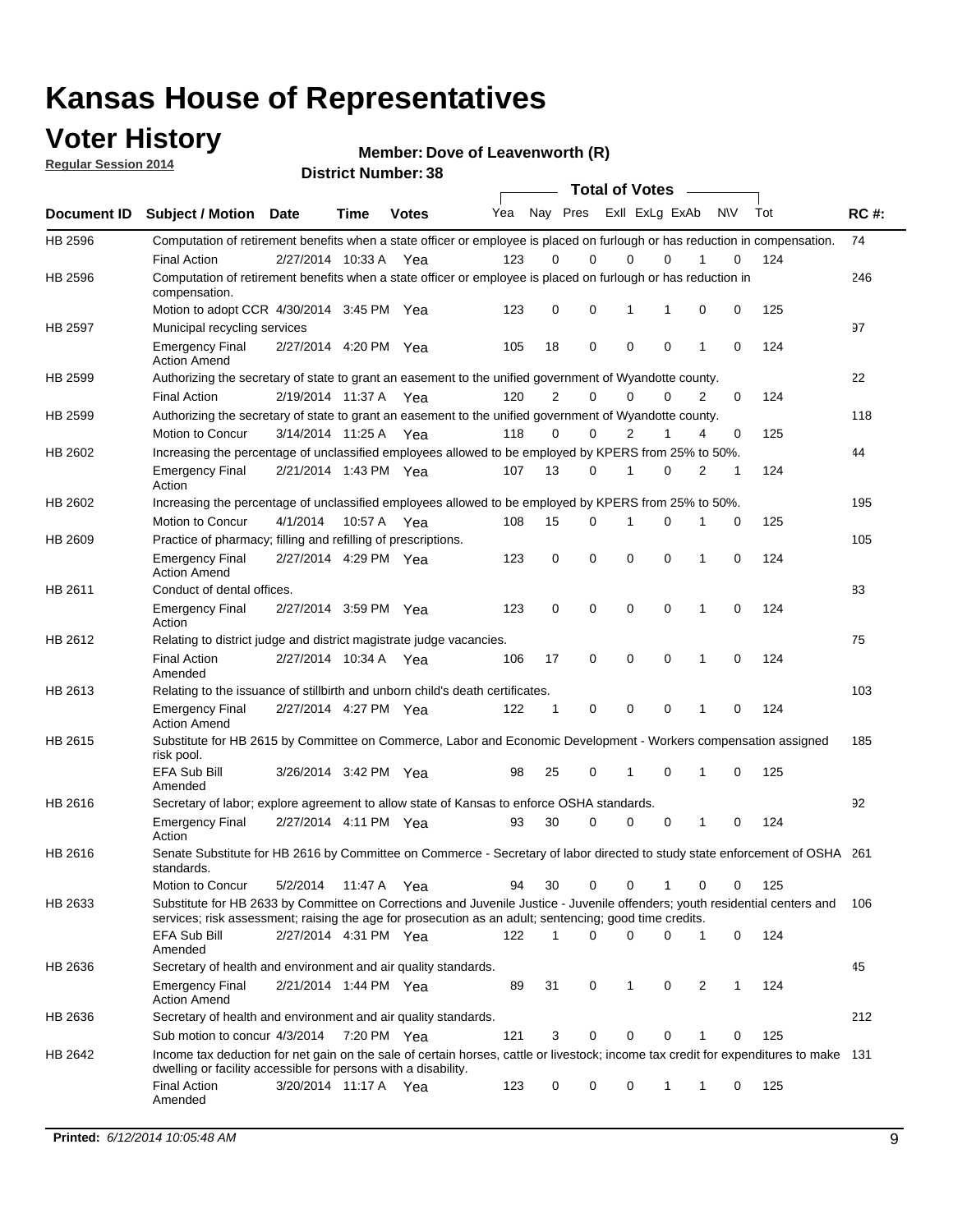# Kansas House of Representatives

## Voter History

**Regular Session 2014**

**Member: Dove of Leavenworth (R)**

**District Number: 38**

| Document ID | Subject / Motion | Date | Time | Votes | Yea | Nay | Pres | ExII | ExLg | ExAb | N\V | Tot | RC #: |
|---|---|---|---|---|---|---|---|---|---|---|---|---|---|
| HB 2596 | Computation of retirement benefits when a state officer or employee is placed on furlough or has reduction in compensation. | | | | | | | | | | | | 74 |
| | Final Action | 2/27/2014 | 10:33 A | Yea | 123 | 0 | 0 | 0 | 0 | 1 | 0 | 124 | |
| HB 2596 | Computation of retirement benefits when a state officer or employee is placed on furlough or has reduction in compensation. | | | | | | | | | | | | 246 |
| | Motion to adopt CCR | 4/30/2014 | 3:45 PM | Yea | 123 | 0 | 0 | 1 | 1 | 0 | 0 | 125 | |
| HB 2597 | Municipal recycling services | | | | | | | | | | | | 97 |
| | Emergency Final Action Amend | 2/27/2014 | 4:20 PM | Yea | 105 | 18 | 0 | 0 | 0 | 1 | 0 | 124 | |
| HB 2599 | Authorizing the secretary of state to grant an easement to the unified government of Wyandotte county. | | | | | | | | | | | | 22 |
| | Final Action | 2/19/2014 | 11:37 A | Yea | 120 | 2 | 0 | 0 | 0 | 2 | 0 | 124 | |
| HB 2599 | Authorizing the secretary of state to grant an easement to the unified government of Wyandotte county. | | | | | | | | | | | | 118 |
| | Motion to Concur | 3/14/2014 | 11:25 A | Yea | 118 | 0 | 0 | 2 | 1 | 4 | 0 | 125 | |
| HB 2602 | Increasing the percentage of unclassified employees allowed to be employed by KPERS from 25% to 50%. | | | | | | | | | | | | 44 |
| | Emergency Final Action | 2/21/2014 | 1:43 PM | Yea | 107 | 13 | 0 | 1 | 0 | 2 | 1 | 124 | |
| HB 2602 | Increasing the percentage of unclassified employees allowed to be employed by KPERS from 25% to 50%. | | | | | | | | | | | | 195 |
| | Motion to Concur | 4/1/2014 | 10:57 A | Yea | 108 | 15 | 0 | 1 | 0 | 1 | 0 | 125 | |
| HB 2609 | Practice of pharmacy; filling and refilling of prescriptions. | | | | | | | | | | | | 105 |
| | Emergency Final Action Amend | 2/27/2014 | 4:29 PM | Yea | 123 | 0 | 0 | 0 | 0 | 1 | 0 | 124 | |
| HB 2611 | Conduct of dental offices. | | | | | | | | | | | | 83 |
| | Emergency Final Action | 2/27/2014 | 3:59 PM | Yea | 123 | 0 | 0 | 0 | 0 | 1 | 0 | 124 | |
| HB 2612 | Relating to district judge and district magistrate judge vacancies. | | | | | | | | | | | | 75 |
| | Final Action Amended | 2/27/2014 | 10:34 A | Yea | 106 | 17 | 0 | 0 | 0 | 1 | 0 | 124 | |
| HB 2613 | Relating to the issuance of stillbirth and unborn child's death certificates. | | | | | | | | | | | | 103 |
| | Emergency Final Action Amend | 2/27/2014 | 4:27 PM | Yea | 122 | 1 | 0 | 0 | 0 | 1 | 0 | 124 | |
| HB 2615 | Substitute for HB 2615 by Committee on Commerce, Labor and Economic Development - Workers compensation assigned risk pool. | | | | | | | | | | | | 185 |
| | EFA Sub Bill Amended | 3/26/2014 | 3:42 PM | Yea | 98 | 25 | 0 | 1 | 0 | 1 | 0 | 125 | |
| HB 2616 | Secretary of labor; explore agreement to allow state of Kansas to enforce OSHA standards. | | | | | | | | | | | | 92 |
| | Emergency Final Action | 2/27/2014 | 4:11 PM | Yea | 93 | 30 | 0 | 0 | 0 | 1 | 0 | 124 | |
| HB 2616 | Senate Substitute for HB 2616 by Committee on Commerce - Secretary of labor directed to study state enforcement of OSHA standards. | | | | | | | | | | | | 261 |
| | Motion to Concur | 5/2/2014 | 11:47 A | Yea | 94 | 30 | 0 | 0 | 1 | 0 | 0 | 125 | |
| HB 2633 | Substitute for HB 2633 by Committee on Corrections and Juvenile Justice - Juvenile offenders; youth residential centers and services; risk assessment; raising the age for prosecution as an adult; sentencing; good time credits. | | | | | | | | | | | | 106 |
| | EFA Sub Bill Amended | 2/27/2014 | 4:31 PM | Yea | 122 | 1 | 0 | 0 | 0 | 1 | 0 | 124 | |
| HB 2636 | Secretary of health and environment and air quality standards. | | | | | | | | | | | | 45 |
| | Emergency Final Action Amend | 2/21/2014 | 1:44 PM | Yea | 89 | 31 | 0 | 1 | 0 | 2 | 1 | 124 | |
| HB 2636 | Secretary of health and environment and air quality standards. | | | | | | | | | | | | 212 |
| | Sub motion to concur | 4/3/2014 | 7:20 PM | Yea | 121 | 3 | 0 | 0 | 0 | 1 | 0 | 125 | |
| HB 2642 | Income tax deduction for net gain on the sale of certain horses, cattle or livestock; income tax credit for expenditures to make dwelling or facility accessible for persons with a disability. | | | | | | | | | | | | 131 |
| | Final Action Amended | 3/20/2014 | 11:17 A | Yea | 123 | 0 | 0 | 0 | 1 | 1 | 0 | 125 | |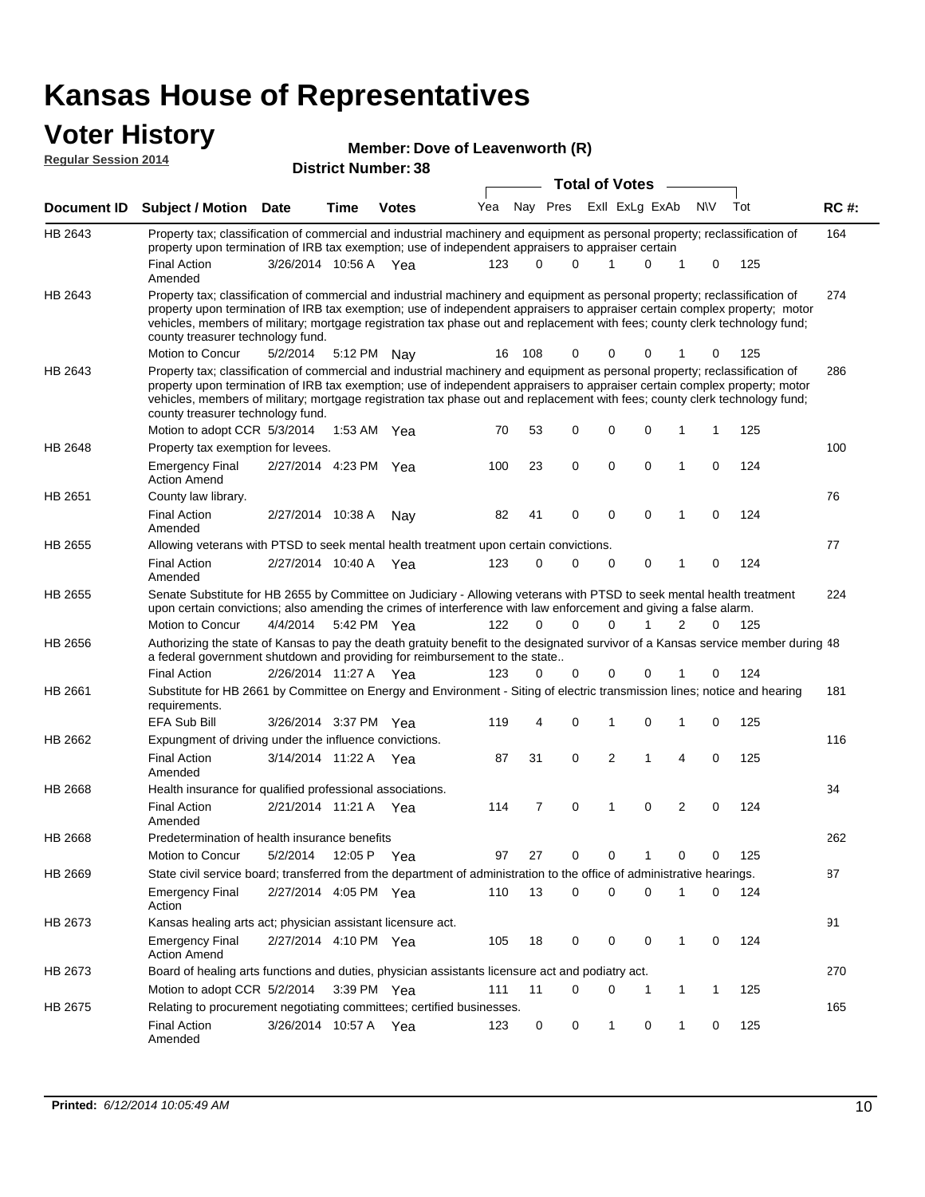# Kansas House of Representatives

## Voter History

**Regular Session 2014**

**Member: Dove of Leavenworth (R)**

**District Number: 38**

| Document ID | Subject / Motion | Date | Time | Votes | Yea | Nay | Pres | ExII | ExLg | ExAb | N\V | Tot | RC #: |
|---|---|---|---|---|---|---|---|---|---|---|---|---|---|
| HB 2643 | Property tax; classification of commercial and industrial machinery and equipment as personal property; reclassification of property upon termination of IRB tax exemption; use of independent appraisers to appraiser certain | | | | | | | | | | | | 164 |
| | Final Action Amended | 3/26/2014 | 10:56 A | Yea | 123 | 0 | 0 | 1 | 0 | 1 | 0 | 125 | |
| HB 2643 | Property tax; classification of commercial and industrial machinery and equipment as personal property; reclassification of property upon termination of IRB tax exemption; use of independent appraisers to appraiser certain complex property; motor vehicles, members of military; mortgage registration tax phase out and replacement with fees; county clerk technology fund; county treasurer technology fund. | | | | | | | | | | | | 274 |
| | Motion to Concur | 5/2/2014 | 5:12 PM | Nay | 16 | 108 | 0 | 0 | 0 | 1 | 0 | 125 | |
| HB 2643 | Property tax; classification of commercial and industrial machinery and equipment as personal property; reclassification of property upon termination of IRB tax exemption; use of independent appraisers to appraiser certain complex property; motor vehicles, members of military; mortgage registration tax phase out and replacement with fees; county clerk technology fund; county treasurer technology fund. | | | | | | | | | | | | 286 |
| | Motion to adopt CCR | 5/3/2014 | 1:53 AM | Yea | 70 | 53 | 0 | 0 | 0 | 1 | 1 | 125 | |
| HB 2648 | Property tax exemption for levees. | | | | | | | | | | | | 100 |
| | Emergency Final Action Amend | 2/27/2014 | 4:23 PM | Yea | 100 | 23 | 0 | 0 | 0 | 1 | 0 | 124 | |
| HB 2651 | County law library. | | | | | | | | | | | | 76 |
| | Final Action Amended | 2/27/2014 | 10:38 A | Nay | 82 | 41 | 0 | 0 | 0 | 1 | 0 | 124 | |
| HB 2655 | Allowing veterans with PTSD to seek mental health treatment upon certain convictions. | | | | | | | | | | | | 77 |
| | Final Action Amended | 2/27/2014 | 10:40 A | Yea | 123 | 0 | 0 | 0 | 0 | 1 | 0 | 124 | |
| HB 2655 | Senate Substitute for HB 2655 by Committee on Judiciary - Allowing veterans with PTSD to seek mental health treatment upon certain convictions; also amending the crimes of interference with law enforcement and giving a false alarm. | | | | | | | | | | | | 224 |
| | Motion to Concur | 4/4/2014 | 5:42 PM | Yea | 122 | 0 | 0 | 0 | 1 | 2 | 0 | 125 | |
| HB 2656 | Authorizing the state of Kansas to pay the death gratuity benefit to the designated survivor of a Kansas service member during a federal government shutdown and providing for reimbursement to the state.. | | | | | | | | | | | | 48 |
| | Final Action | 2/26/2014 | 11:27 A | Yea | 123 | 0 | 0 | 0 | 0 | 1 | 0 | 124 | |
| HB 2661 | Substitute for HB 2661 by Committee on Energy and Environment - Siting of electric transmission lines; notice and hearing requirements. | | | | | | | | | | | | 181 |
| | EFA Sub Bill | 3/26/2014 | 3:37 PM | Yea | 119 | 4 | 0 | 1 | 0 | 1 | 0 | 125 | |
| HB 2662 | Expungment of driving under the influence convictions. | | | | | | | | | | | | 116 |
| | Final Action Amended | 3/14/2014 | 11:22 A | Yea | 87 | 31 | 0 | 2 | 1 | 4 | 0 | 125 | |
| HB 2668 | Health insurance for qualified professional associations. | | | | | | | | | | | | 34 |
| | Final Action Amended | 2/21/2014 | 11:21 A | Yea | 114 | 7 | 0 | 1 | 0 | 2 | 0 | 124 | |
| HB 2668 | Predetermination of health insurance benefits | | | | | | | | | | | | 262 |
| | Motion to Concur | 5/2/2014 | 12:05 P | Yea | 97 | 27 | 0 | 0 | 1 | 0 | 0 | 125 | |
| HB 2669 | State civil service board; transferred from the department of administration to the office of administrative hearings. | | | | | | | | | | | | 87 |
| | Emergency Final Action | 2/27/2014 | 4:05 PM | Yea | 110 | 13 | 0 | 0 | 0 | 1 | 0 | 124 | |
| HB 2673 | Kansas healing arts act; physician assistant licensure act. | | | | | | | | | | | | 91 |
| | Emergency Final Action Amend | 2/27/2014 | 4:10 PM | Yea | 105 | 18 | 0 | 0 | 0 | 1 | 0 | 124 | |
| HB 2673 | Board of healing arts functions and duties, physician assistants licensure act and podiatry act. | | | | | | | | | | | | 270 |
| | Motion to adopt CCR | 5/2/2014 | 3:39 PM | Yea | 111 | 11 | 0 | 0 | 1 | 1 | 1 | 125 | |
| HB 2675 | Relating to procurement negotiating committees; certified businesses. | | | | | | | | | | | | 165 |
| | Final Action Amended | 3/26/2014 | 10:57 A | Yea | 123 | 0 | 0 | 1 | 0 | 1 | 0 | 125 | |

**Printed:** *6/12/2014 10:05:49 AM*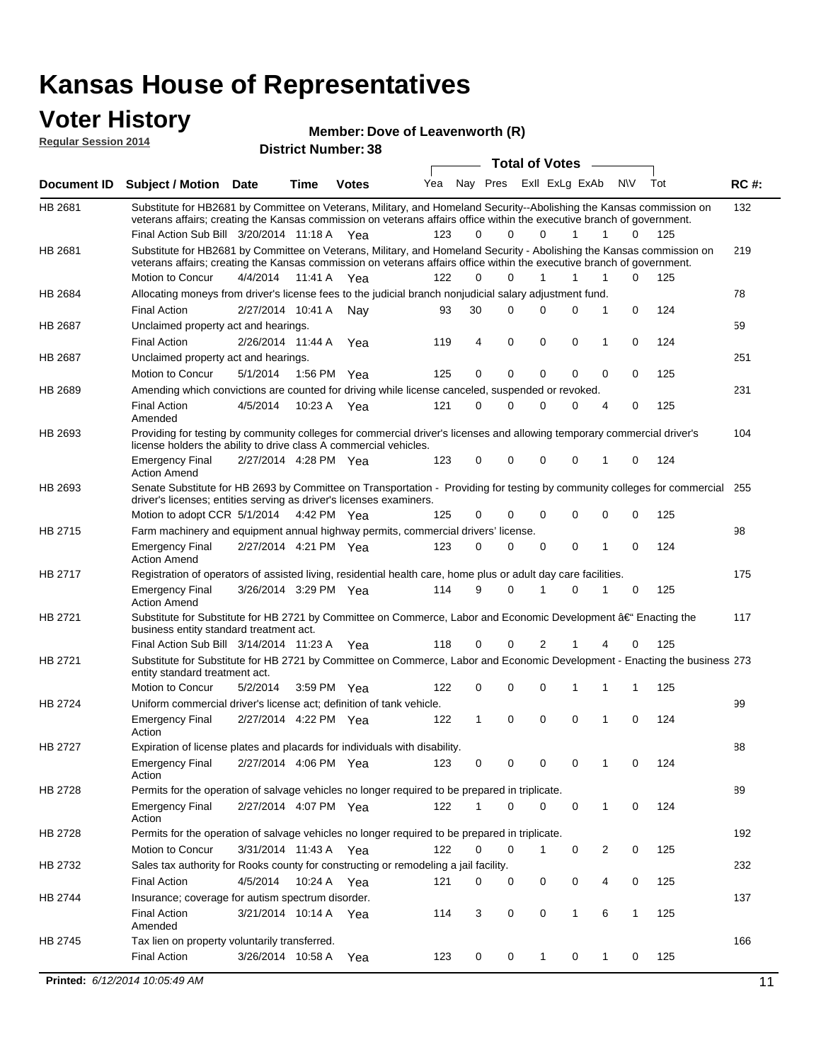# Kansas House of Representatives

## Voter History

**Regular Session 2014**

**Member: Dove of Leavenworth (R)**

**District Number: 38**

| Document ID | Subject / Motion | Date | Time | Votes | Yea | Nay | Pres | ExII | ExLg | ExAb | N\V | Tot | RC #: |
|---|---|---|---|---|---|---|---|---|---|---|---|---|---|
| HB 2681 | Substitute for HB2681 by Committee on Veterans, Military, and Homeland Security--Abolishing the Kansas commission on veterans affairs; creating the Kansas commission on veterans affairs office within the executive branch of government. | | | | | | | | | | | | 132 |
| | Final Action Sub Bill | 3/20/2014 | 11:18 A | Yea | 123 | 0 | 0 | 0 | 1 | 1 | 0 | 125 | |
| HB 2681 | Substitute for HB2681 by Committee on Veterans, Military, and Homeland Security - Abolishing the Kansas commission on veterans affairs; creating the Kansas commission on veterans affairs office within the executive branch of government. | | | | | | | | | | | | 219 |
| | Motion to Concur | 4/4/2014 | 11:41 A | Yea | 122 | 0 | 0 | 1 | 1 | 1 | 0 | 125 | |
| HB 2684 | Allocating moneys from driver's license fees to the judicial branch nonjudicial salary adjustment fund. | | | | | | | | | | | | 78 |
| | Final Action | 2/27/2014 | 10:41 A | Nay | 93 | 30 | 0 | 0 | 0 | 1 | 0 | 124 | |
| HB 2687 | Unclaimed property act and hearings. | | | | | | | | | | | | 59 |
| | Final Action | 2/26/2014 | 11:44 A | Yea | 119 | 4 | 0 | 0 | 0 | 1 | 0 | 124 | |
| HB 2687 | Unclaimed property act and hearings. | | | | | | | | | | | | 251 |
| | Motion to Concur | 5/1/2014 | 1:56 PM | Yea | 125 | 0 | 0 | 0 | 0 | 0 | 0 | 125 | |
| HB 2689 | Amending which convictions are counted for driving while license canceled, suspended or revoked. | | | | | | | | | | | | 231 |
| | Final Action Amended | 4/5/2014 | 10:23 A | Yea | 121 | 0 | 0 | 0 | 0 | 4 | 0 | 125 | |
| HB 2693 | Providing for testing by community colleges for commercial driver's licenses and allowing temporary commercial driver's license holders the ability to drive class A commercial vehicles. | | | | | | | | | | | | 104 |
| | Emergency Final Action Amend | 2/27/2014 | 4:28 PM | Yea | 123 | 0 | 0 | 0 | 0 | 1 | 0 | 124 | |
| HB 2693 | Senate Substitute for HB 2693 by Committee on Transportation - Providing for testing by community colleges for commercial driver's licenses; entities serving as driver's licenses examiners. | | | | | | | | | | | | 255 |
| | Motion to adopt CCR | 5/1/2014 | 4:42 PM | Yea | 125 | 0 | 0 | 0 | 0 | 0 | 0 | 125 | |
| HB 2715 | Farm machinery and equipment annual highway permits, commercial drivers' license. | | | | | | | | | | | | 98 |
| | Emergency Final Action Amend | 2/27/2014 | 4:21 PM | Yea | 123 | 0 | 0 | 0 | 0 | 1 | 0 | 124 | |
| HB 2717 | Registration of operators of assisted living, residential health care, home plus or adult day care facilities. | | | | | | | | | | | | 175 |
| | Emergency Final Action Amend | 3/26/2014 | 3:29 PM | Yea | 114 | 9 | 0 | 1 | 0 | 1 | 0 | 125 | |
| HB 2721 | Substitute for Substitute for HB 2721 by Committee on Commerce, Labor and Economic Development â€" Enacting the business entity standard treatment act. | | | | | | | | | | | | 117 |
| | Final Action Sub Bill | 3/14/2014 | 11:23 A | Yea | 118 | 0 | 0 | 2 | 1 | 4 | 0 | 125 | |
| HB 2721 | Substitute for Substitute for HB 2721 by Committee on Commerce, Labor and Economic Development - Enacting the business entity standard treatment act. | | | | | | | | | | | | 273 |
| | Motion to Concur | 5/2/2014 | 3:59 PM | Yea | 122 | 0 | 0 | 0 | 1 | 1 | 1 | 125 | |
| HB 2724 | Uniform commercial driver's license act; definition of tank vehicle. | | | | | | | | | | | | 99 |
| | Emergency Final Action | 2/27/2014 | 4:22 PM | Yea | 122 | 1 | 0 | 0 | 0 | 1 | 0 | 124 | |
| HB 2727 | Expiration of license plates and placards for individuals with disability. | | | | | | | | | | | | 88 |
| | Emergency Final Action | 2/27/2014 | 4:06 PM | Yea | 123 | 0 | 0 | 0 | 0 | 1 | 0 | 124 | |
| HB 2728 | Permits for the operation of salvage vehicles no longer required to be prepared in triplicate. | | | | | | | | | | | | 89 |
| | Emergency Final Action | 2/27/2014 | 4:07 PM | Yea | 122 | 1 | 0 | 0 | 0 | 1 | 0 | 124 | |
| HB 2728 | Permits for the operation of salvage vehicles no longer required to be prepared in triplicate. | | | | | | | | | | | | 192 |
| | Motion to Concur | 3/31/2014 | 11:43 A | Yea | 122 | 0 | 0 | 1 | 0 | 2 | 0 | 125 | |
| HB 2732 | Sales tax authority for Rooks county for constructing or remodeling a jail facility. | | | | | | | | | | | | 232 |
| | Final Action | 4/5/2014 | 10:24 A | Yea | 121 | 0 | 0 | 0 | 0 | 4 | 0 | 125 | |
| HB 2744 | Insurance; coverage for autism spectrum disorder. | | | | | | | | | | | | 137 |
| | Final Action Amended | 3/21/2014 | 10:14 A | Yea | 114 | 3 | 0 | 0 | 1 | 6 | 1 | 125 | |
| HB 2745 | Tax lien on property voluntarily transferred. | | | | | | | | | | | | 166 |
| | Final Action | 3/26/2014 | 10:58 A | Yea | 123 | 0 | 0 | 1 | 0 | 1 | 0 | 125 | |

**Printed:** *6/12/2014 10:05:49 AM*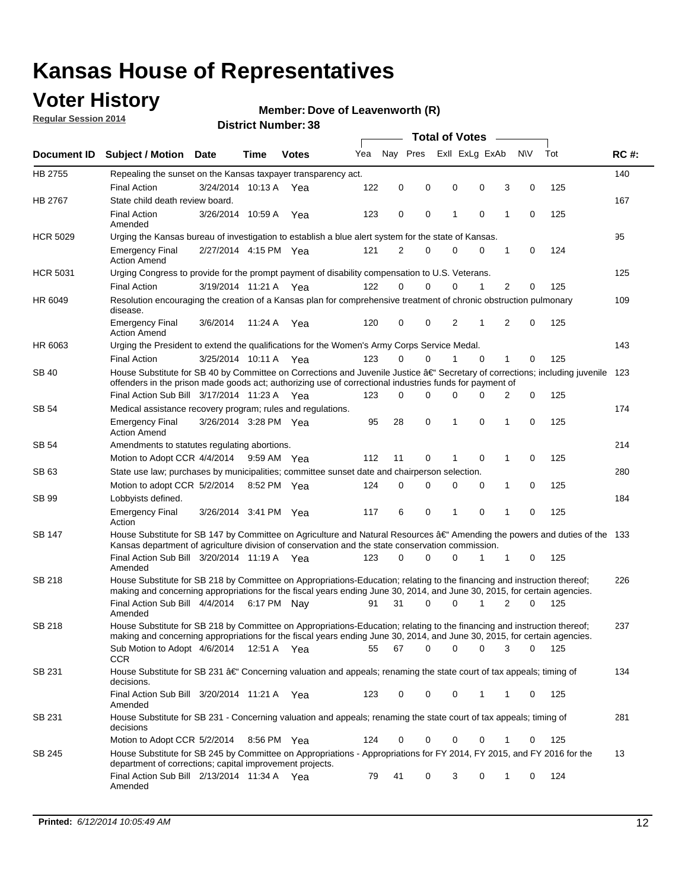# Kansas House of Representatives

## Voter History

**Regular Session 2014**

**Member: Dove of Leavenworth (R)**

**District Number: 38**

| Document ID | Subject / Motion | Date | Time | Votes | Yea | Nay | Pres | ExII | ExLg | ExAb | N\V | Tot | RC #: |
|---|---|---|---|---|---|---|---|---|---|---|---|---|---|
| HB 2755 | Repealing the sunset on the Kansas taxpayer transparency act. | | | | | | | | | | | | 140 |
| | Final Action | 3/24/2014 | 10:13 A | Yea | 122 | 0 | 0 | 0 | 0 | 3 | 0 | 125 | |
| HB 2767 | State child death review board. | | | | | | | | | | | | 167 |
| | Final Action Amended | 3/26/2014 | 10:59 A | Yea | 123 | 0 | 0 | 1 | 0 | 1 | 0 | 125 | |
| HCR 5029 | Urging the Kansas bureau of investigation to establish a blue alert system for the state of Kansas. | | | | | | | | | | | | 95 |
| | Emergency Final Action Amend | 2/27/2014 | 4:15 PM | Yea | 121 | 2 | 0 | 0 | 0 | 1 | 0 | 124 | |
| HCR 5031 | Urging Congress to provide for the prompt payment of disability compensation to U.S. Veterans. | | | | | | | | | | | | 125 |
| | Final Action | 3/19/2014 | 11:21 A | Yea | 122 | 0 | 0 | 0 | 1 | 2 | 0 | 125 | |
| HR 6049 | Resolution encouraging the creation of a Kansas plan for comprehensive treatment of chronic obstruction pulmonary disease. | | | | | | | | | | | | 109 |
| | Emergency Final Action Amend | 3/6/2014 | 11:24 A | Yea | 120 | 0 | 0 | 2 | 1 | 2 | 0 | 125 | |
| HR 6063 | Urging the President to extend the qualifications for the Women's Army Corps Service Medal. | | | | | | | | | | | | 143 |
| | Final Action | 3/25/2014 | 10:11 A | Yea | 123 | 0 | 0 | 1 | 0 | 1 | 0 | 125 | |
| SB 40 | House Substitute for SB 40 by Committee on Corrections and Juvenile Justice â€" Secretary of corrections; including juvenile offenders in the prison made goods act; authorizing use of correctional industries funds for payment of | | | | | | | | | | | | 123 |
| | Final Action Sub Bill | 3/17/2014 | 11:23 A | Yea | 123 | 0 | 0 | 0 | 0 | 2 | 0 | 125 | |
| SB 54 | Medical assistance recovery program; rules and regulations. | | | | | | | | | | | | 174 |
| | Emergency Final Action Amend | 3/26/2014 | 3:28 PM | Yea | 95 | 28 | 0 | 1 | 0 | 1 | 0 | 125 | |
| SB 54 | Amendments to statutes regulating abortions. | | | | | | | | | | | | 214 |
| | Motion to Adopt CCR | 4/4/2014 | 9:59 AM | Yea | 112 | 11 | 0 | 1 | 0 | 1 | 0 | 125 | |
| SB 63 | State use law; purchases by municipalities; committee sunset date and chairperson selection. | | | | | | | | | | | | 280 |
| | Motion to adopt CCR | 5/2/2014 | 8:52 PM | Yea | 124 | 0 | 0 | 0 | 0 | 1 | 0 | 125 | |
| SB 99 | Lobbyists defined. | | | | | | | | | | | | 184 |
| | Emergency Final Action | 3/26/2014 | 3:41 PM | Yea | 117 | 6 | 0 | 1 | 0 | 1 | 0 | 125 | |
| SB 147 | House Substitute for SB 147 by Committee on Agriculture and Natural Resources â€" Amending the powers and duties of the Kansas department of agriculture division of conservation and the state conservation commission. | | | | | | | | | | | | 133 |
| | Final Action Sub Bill Amended | 3/20/2014 | 11:19 A | Yea | 123 | 0 | 0 | 0 | 1 | 1 | 0 | 125 | |
| SB 218 | House Substitute for SB 218 by Committee on Appropriations-Education; relating to the financing and instruction thereof; making and concerning appropriations for the fiscal years ending June 30, 2014, and June 30, 2015, for certain agencies. | | | | | | | | | | | | 226 |
| | Final Action Sub Bill Amended | 4/4/2014 | 6:17 PM | Nay | 91 | 31 | 0 | 0 | 1 | 2 | 0 | 125 | |
| SB 218 | House Substitute for SB 218 by Committee on Appropriations-Education; relating to the financing and instruction thereof; making and concerning appropriations for the fiscal years ending June 30, 2014, and June 30, 2015, for certain agencies. | | | | | | | | | | | | 237 |
| | Sub Motion to Adopt CCR | 4/6/2014 | 12:51 A | Yea | 55 | 67 | 0 | 0 | 0 | 3 | 0 | 125 | |
| SB 231 | House Substitute for SB 231 â€" Concerning valuation and appeals; renaming the state court of tax appeals; timing of decisions. | | | | | | | | | | | | 134 |
| | Final Action Sub Bill Amended | 3/20/2014 | 11:21 A | Yea | 123 | 0 | 0 | 0 | 1 | 1 | 0 | 125 | |
| SB 231 | House Substitute for SB 231 - Concerning valuation and appeals; renaming the state court of tax appeals; timing of decisions | | | | | | | | | | | | 281 |
| | Motion to Adopt CCR | 5/2/2014 | 8:56 PM | Yea | 124 | 0 | 0 | 0 | 0 | 1 | 0 | 125 | |
| SB 245 | House Substitute for SB 245 by Committee on Appropriations - Appropriations for FY 2014, FY 2015, and FY 2016 for the department of corrections; capital improvement projects. | | | | | | | | | | | | 13 |
| | Final Action Sub Bill Amended | 2/13/2014 | 11:34 A | Yea | 79 | 41 | 0 | 3 | 0 | 1 | 0 | 124 | |

**Printed:** *6/12/2014 10:05:49 AM*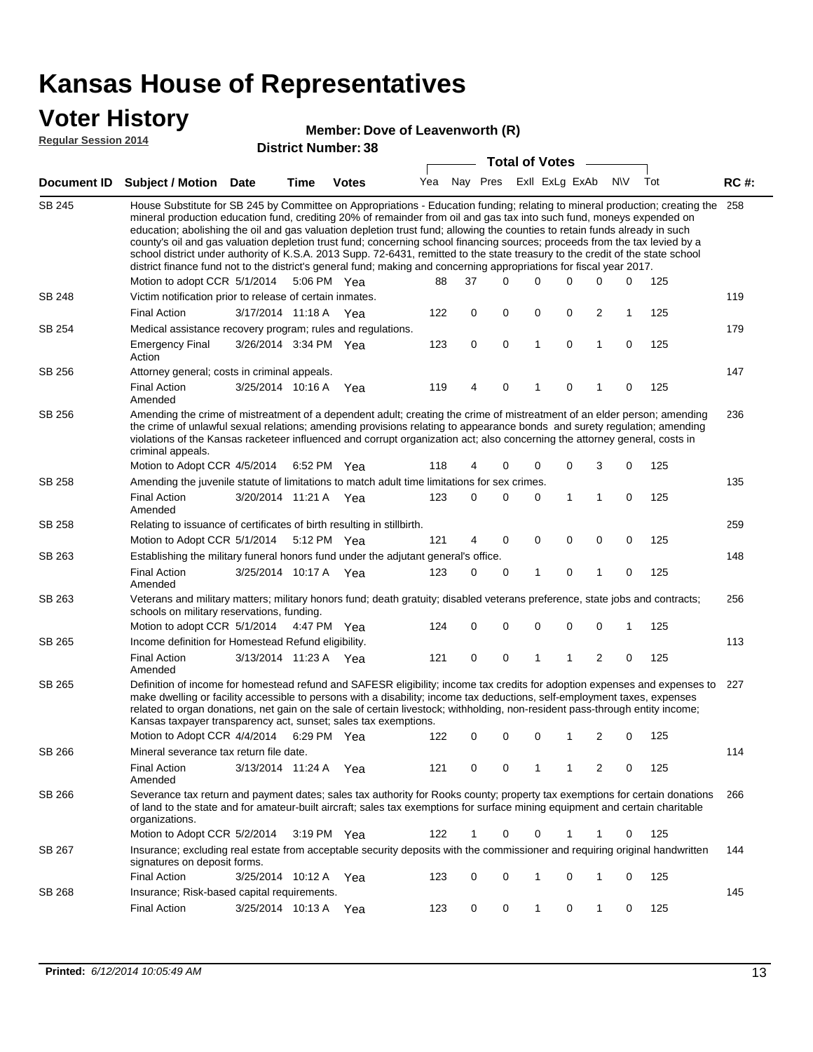# Kansas House of Representatives

## Voter History

**Regular Session 2014**

**Member: Dove of Leavenworth (R)**

**District Number: 38**

| Document ID | Subject / Motion | Date | Time | Votes | Yea | Nay | Pres | ExII | ExLg | ExAb | N\V | Tot | RC #: |
|---|---|---|---|---|---|---|---|---|---|---|---|---|---|
| SB 245 | House Substitute for SB 245 by Committee on Appropriations - Education funding; relating to mineral production; creating the mineral production education fund, crediting 20% of remainder from oil and gas tax into such fund, moneys expended on education; abolishing the oil and gas valuation depletion trust fund; allowing the counties to retain funds already in such county's oil and gas valuation depletion trust fund; concerning school financing sources; proceeds from the tax levied by a school district under authority of K.S.A. 2013 Supp. 72-6431, remitted to the state treasury to the credit of the state school district finance fund not to the district's general fund; making and concerning appropriations for fiscal year 2017. | | | | | | | | | | | | 258 |
| | Motion to adopt CCR | 5/1/2014 | 5:06 PM | Yea | 88 | 37 | 0 | 0 | 0 | 0 | 0 | 125 | |
| SB 248 | Victim notification prior to release of certain inmates. | | | | | | | | | | | | 119 |
| | Final Action | 3/17/2014 | 11:18 A | Yea | 122 | 0 | 0 | 0 | 0 | 2 | 1 | 125 | |
| SB 254 | Medical assistance recovery program; rules and regulations. | | | | | | | | | | | | 179 |
| | Emergency Final Action | 3/26/2014 | 3:34 PM | Yea | 123 | 0 | 0 | 1 | 0 | 1 | 0 | 125 | |
| SB 256 | Attorney general; costs in criminal appeals. | | | | | | | | | | | | 147 |
| | Final Action Amended | 3/25/2014 | 10:16 A | Yea | 119 | 4 | 0 | 1 | 0 | 1 | 0 | 125 | |
| SB 256 | Amending the crime of mistreatment of a dependent adult; creating the crime of mistreatment of an elder person; amending the crime of unlawful sexual relations; amending provisions relating to appearance bonds and surety regulation; amending violations of the Kansas racketeer influenced and corrupt organization act; also concerning the attorney general, costs in criminal appeals. | | | | | | | | | | | | 236 |
| | Motion to Adopt CCR | 4/5/2014 | 6:52 PM | Yea | 118 | 4 | 0 | 0 | 0 | 3 | 0 | 125 | |
| SB 258 | Amending the juvenile statute of limitations to match adult time limitations for sex crimes. | | | | | | | | | | | | 135 |
| | Final Action Amended | 3/20/2014 | 11:21 A | Yea | 123 | 0 | 0 | 0 | 1 | 1 | 0 | 125 | |
| SB 258 | Relating to issuance of certificates of birth resulting in stillbirth. | | | | | | | | | | | | 259 |
| | Motion to Adopt CCR | 5/1/2014 | 5:12 PM | Yea | 121 | 4 | 0 | 0 | 0 | 0 | 0 | 125 | |
| SB 263 | Establishing the military funeral honors fund under the adjutant general's office. | | | | | | | | | | | | 148 |
| | Final Action Amended | 3/25/2014 | 10:17 A | Yea | 123 | 0 | 0 | 1 | 0 | 1 | 0 | 125 | |
| SB 263 | Veterans and military matters; military honors fund; death gratuity; disabled veterans preference, state jobs and contracts; schools on military reservations, funding. | | | | | | | | | | | | 256 |
| | Motion to adopt CCR | 5/1/2014 | 4:47 PM | Yea | 124 | 0 | 0 | 0 | 0 | 0 | 1 | 125 | |
| SB 265 | Income definition for Homestead Refund eligibility. | | | | | | | | | | | | 113 |
| | Final Action Amended | 3/13/2014 | 11:23 A | Yea | 121 | 0 | 0 | 1 | 1 | 2 | 0 | 125 | |
| SB 265 | Definition of income for homestead refund and SAFESR eligibility; income tax credits for adoption expenses and expenses to make dwelling or facility accessible to persons with a disability; income tax deductions, self-employment taxes, expenses related to organ donations, net gain on the sale of certain livestock; withholding, non-resident pass-through entity income; Kansas taxpayer transparency act, sunset; sales tax exemptions. | | | | | | | | | | | | 227 |
| | Motion to Adopt CCR | 4/4/2014 | 6:29 PM | Yea | 122 | 0 | 0 | 0 | 1 | 2 | 0 | 125 | |
| SB 266 | Mineral severance tax return file date. | | | | | | | | | | | | 114 |
| | Final Action Amended | 3/13/2014 | 11:24 A | Yea | 121 | 0 | 0 | 1 | 1 | 2 | 0 | 125 | |
| SB 266 | Severance tax return and payment dates; sales tax authority for Rooks county; property tax exemptions for certain donations of land to the state and for amateur-built aircraft; sales tax exemptions for surface mining equipment and certain charitable organizations. | | | | | | | | | | | | 266 |
| | Motion to Adopt CCR | 5/2/2014 | 3:19 PM | Yea | 122 | 1 | 0 | 0 | 1 | 1 | 0 | 125 | |
| SB 267 | Insurance; excluding real estate from acceptable security deposits with the commissioner and requiring original handwritten signatures on deposit forms. | | | | | | | | | | | | 144 |
| | Final Action | 3/25/2014 | 10:12 A | Yea | 123 | 0 | 0 | 1 | 0 | 1 | 0 | 125 | |
| SB 268 | Insurance; Risk-based capital requirements. | | | | | | | | | | | | 145 |
| | Final Action | 3/25/2014 | 10:13 A | Yea | 123 | 0 | 0 | 1 | 0 | 1 | 0 | 125 | |

**Printed:** *6/12/2014 10:05:49 AM*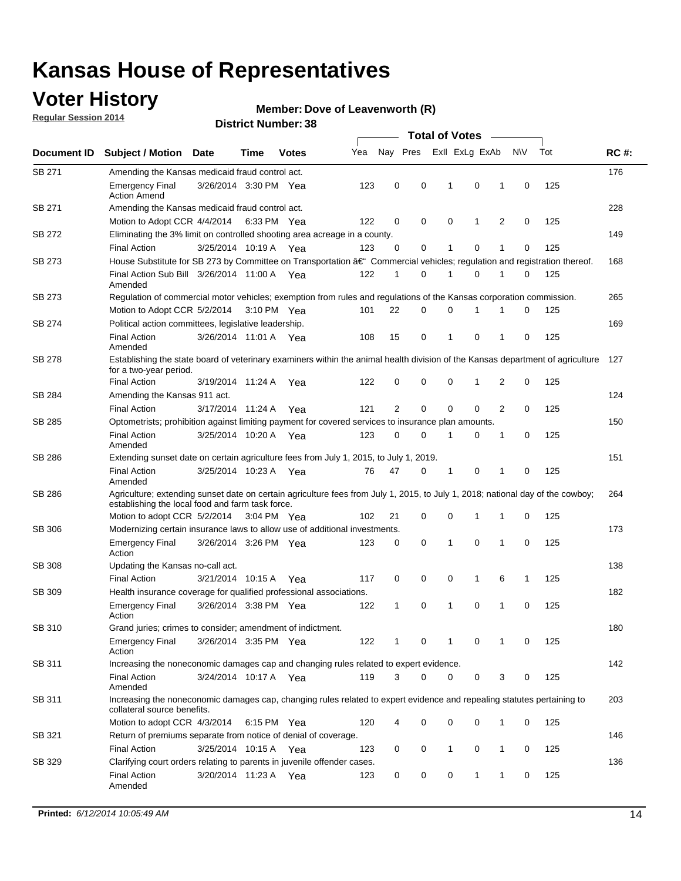# Kansas House of Representatives

## Voter History

**Regular Session 2014**

**Member: Dove of Leavenworth (R)**

**District Number: 38**

| Document ID | Subject / Motion | Date | Time | Votes | Yea | Nay | Pres | ExII | ExLg | ExAb | N\V | Tot | RC #: |
|---|---|---|---|---|---|---|---|---|---|---|---|---|---|
| SB 271 | Amending the Kansas medicaid fraud control act. | | | | | | | | | | | | 176 |
| | Emergency Final Action Amend | 3/26/2014 | 3:30 PM | Yea | 123 | 0 | 0 | 1 | 0 | 1 | 0 | 125 | |
| SB 271 | Amending the Kansas medicaid fraud control act. | | | | | | | | | | | | 228 |
| | Motion to Adopt CCR | 4/4/2014 | 6:33 PM | Yea | 122 | 0 | 0 | 0 | 1 | 2 | 0 | 125 | |
| SB 272 | Eliminating the 3% limit on controlled shooting area acreage in a county. | | | | | | | | | | | | 149 |
| | Final Action | 3/25/2014 | 10:19 A | Yea | 123 | 0 | 0 | 1 | 0 | 1 | 0 | 125 | |
| SB 273 | House Substitute for SB 273 by Committee on Transportation â€" Commercial vehicles; regulation and registration thereof. | | | | | | | | | | | | 168 |
| | Final Action Sub Bill Amended | 3/26/2014 | 11:00 A | Yea | 122 | 1 | 0 | 1 | 0 | 1 | 0 | 125 | |
| SB 273 | Regulation of commercial motor vehicles; exemption from rules and regulations of the Kansas corporation commission. | | | | | | | | | | | | 265 |
| | Motion to Adopt CCR | 5/2/2014 | 3:10 PM | Yea | 101 | 22 | 0 | 0 | 1 | 1 | 0 | 125 | |
| SB 274 | Political action committees, legislative leadership. | | | | | | | | | | | | 169 |
| | Final Action Amended | 3/26/2014 | 11:01 A | Yea | 108 | 15 | 0 | 1 | 0 | 1 | 0 | 125 | |
| SB 278 | Establishing the state board of veterinary examiners within the animal health division of the Kansas department of agriculture for a two-year period. | | | | | | | | | | | | 127 |
| | Final Action | 3/19/2014 | 11:24 A | Yea | 122 | 0 | 0 | 0 | 1 | 2 | 0 | 125 | |
| SB 284 | Amending the Kansas 911 act. | | | | | | | | | | | | 124 |
| | Final Action | 3/17/2014 | 11:24 A | Yea | 121 | 2 | 0 | 0 | 0 | 2 | 0 | 125 | |
| SB 285 | Optometrists; prohibition against limiting payment for covered services to insurance plan amounts. | | | | | | | | | | | | 150 |
| | Final Action Amended | 3/25/2014 | 10:20 A | Yea | 123 | 0 | 0 | 1 | 0 | 1 | 0 | 125 | |
| SB 286 | Extending sunset date on certain agriculture fees from July 1, 2015, to July 1, 2019. | | | | | | | | | | | | 151 |
| | Final Action Amended | 3/25/2014 | 10:23 A | Yea | 76 | 47 | 0 | 1 | 0 | 1 | 0 | 125 | |
| SB 286 | Agriculture; extending sunset date on certain agriculture fees from July 1, 2015, to July 1, 2018; national day of the cowboy; establishing the local food and farm task force. | | | | | | | | | | | | 264 |
| | Motion to adopt CCR | 5/2/2014 | 3:04 PM | Yea | 102 | 21 | 0 | 0 | 1 | 1 | 0 | 125 | |
| SB 306 | Modernizing certain insurance laws to allow use of additional investments. | | | | | | | | | | | | 173 |
| | Emergency Final Action | 3/26/2014 | 3:26 PM | Yea | 123 | 0 | 0 | 1 | 0 | 1 | 0 | 125 | |
| SB 308 | Updating the Kansas no-call act. | | | | | | | | | | | | 138 |
| | Final Action | 3/21/2014 | 10:15 A | Yea | 117 | 0 | 0 | 0 | 1 | 6 | 1 | 125 | |
| SB 309 | Health insurance coverage for qualified professional associations. | | | | | | | | | | | | 182 |
| | Emergency Final Action | 3/26/2014 | 3:38 PM | Yea | 122 | 1 | 0 | 1 | 0 | 1 | 0 | 125 | |
| SB 310 | Grand juries; crimes to consider; amendment of indictment. | | | | | | | | | | | | 180 |
| | Emergency Final Action | 3/26/2014 | 3:35 PM | Yea | 122 | 1 | 0 | 1 | 0 | 1 | 0 | 125 | |
| SB 311 | Increasing the noneconomic damages cap and changing rules related to expert evidence. | | | | | | | | | | | | 142 |
| | Final Action Amended | 3/24/2014 | 10:17 A | Yea | 119 | 3 | 0 | 0 | 0 | 3 | 0 | 125 | |
| SB 311 | Increasing the noneconomic damages cap, changing rules related to expert evidence and repealing statutes pertaining to collateral source benefits. | | | | | | | | | | | | 203 |
| | Motion to adopt CCR | 4/3/2014 | 6:15 PM | Yea | 120 | 4 | 0 | 0 | 0 | 1 | 0 | 125 | |
| SB 321 | Return of premiums separate from notice of denial of coverage. | | | | | | | | | | | | 146 |
| | Final Action | 3/25/2014 | 10:15 A | Yea | 123 | 0 | 0 | 1 | 0 | 1 | 0 | 125 | |
| SB 329 | Clarifying court orders relating to parents in juvenile offender cases. | | | | | | | | | | | | 136 |
| | Final Action Amended | 3/20/2014 | 11:23 A | Yea | 123 | 0 | 0 | 0 | 1 | 1 | 0 | 125 | |

**Printed:** *6/12/2014 10:05:49 AM*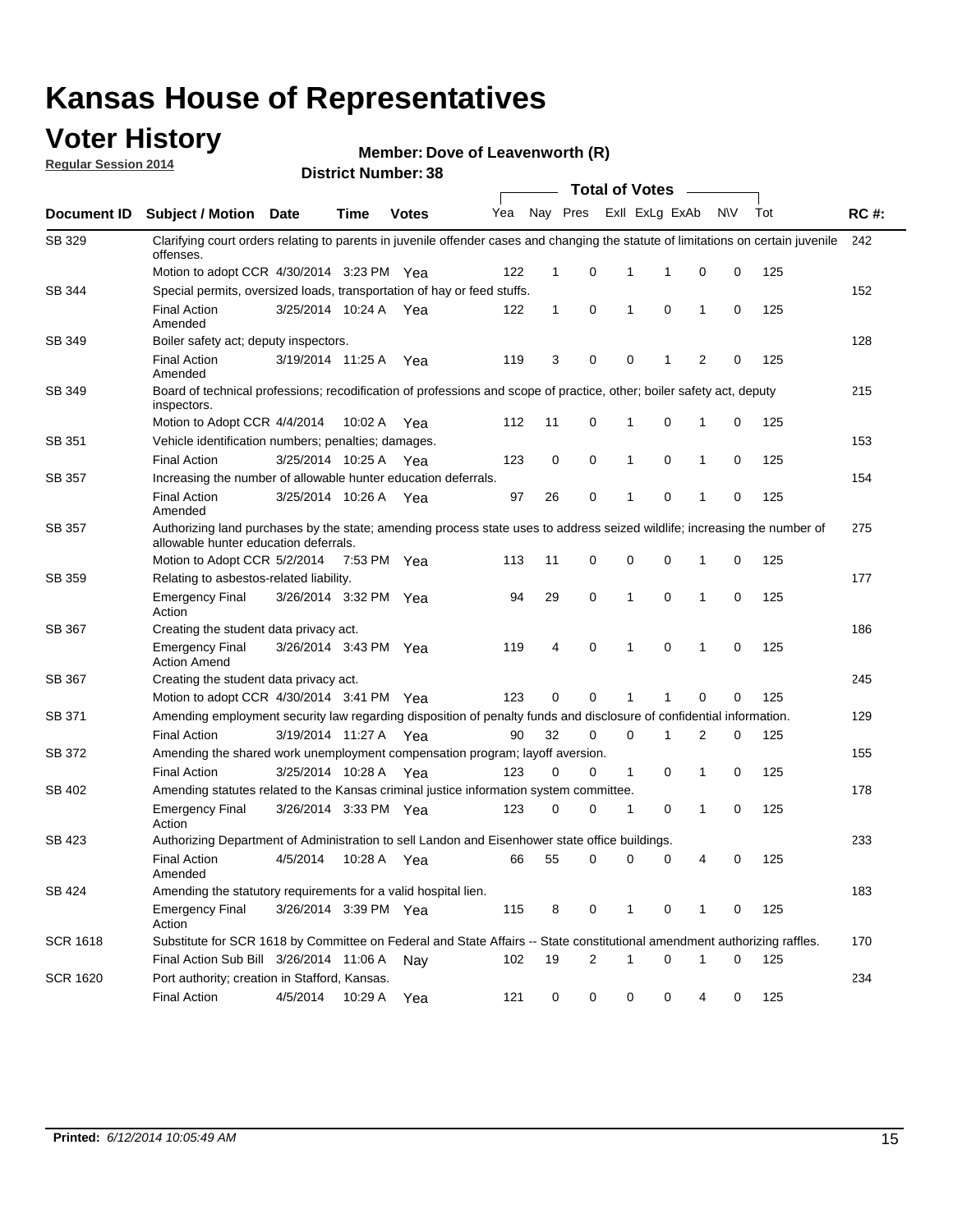# Kansas House of Representatives

## Voter History

**Regular Session 2014**

**Member: Dove of Leavenworth (R)**

**District Number: 38**

| Document ID | Subject / Motion | Date | Time | Votes | Yea | Nay | Pres | ExII | ExLg | ExAb | N\V | Tot | RC #: |
|---|---|---|---|---|---|---|---|---|---|---|---|---|---|
| SB 329 | Clarifying court orders relating to parents in juvenile offender cases and changing the statute of limitations on certain juvenile offenses. | | | | | | | | | | | | 242 |
| | Motion to adopt CCR | 4/30/2014 | 3:23 PM | Yea | 122 | 1 | 0 | 1 | 1 | 0 | 0 | 125 | |
| SB 344 | Special permits, oversized loads, transportation of hay or feed stuffs. | | | | | | | | | | | | 152 |
| | Final Action Amended | 3/25/2014 | 10:24 A | Yea | 122 | 1 | 0 | 1 | 0 | 1 | 0 | 125 | |
| SB 349 | Boiler safety act; deputy inspectors. | | | | | | | | | | | | 128 |
| | Final Action Amended | 3/19/2014 | 11:25 A | Yea | 119 | 3 | 0 | 0 | 1 | 2 | 0 | 125 | |
| SB 349 | Board of technical professions; recodification of professions and scope of practice, other; boiler safety act, deputy inspectors. | | | | | | | | | | | | 215 |
| | Motion to Adopt CCR | 4/4/2014 | 10:02 A | Yea | 112 | 11 | 0 | 1 | 0 | 1 | 0 | 125 | |
| SB 351 | Vehicle identification numbers; penalties; damages. | | | | | | | | | | | | 153 |
| | Final Action | 3/25/2014 | 10:25 A | Yea | 123 | 0 | 0 | 1 | 0 | 1 | 0 | 125 | |
| SB 357 | Increasing the number of allowable hunter education deferrals. | | | | | | | | | | | | 154 |
| | Final Action Amended | 3/25/2014 | 10:26 A | Yea | 97 | 26 | 0 | 1 | 0 | 1 | 0 | 125 | |
| SB 357 | Authorizing land purchases by the state; amending process state uses to address seized wildlife; increasing the number of allowable hunter education deferrals. | | | | | | | | | | | | 275 |
| | Motion to Adopt CCR | 5/2/2014 | 7:53 PM | Yea | 113 | 11 | 0 | 0 | 0 | 1 | 0 | 125 | |
| SB 359 | Relating to asbestos-related liability. | | | | | | | | | | | | 177 |
| | Emergency Final Action | 3/26/2014 | 3:32 PM | Yea | 94 | 29 | 0 | 1 | 0 | 1 | 0 | 125 | |
| SB 367 | Creating the student data privacy act. | | | | | | | | | | | | 186 |
| | Emergency Final Action Amend | 3/26/2014 | 3:43 PM | Yea | 119 | 4 | 0 | 1 | 0 | 1 | 0 | 125 | |
| SB 367 | Creating the student data privacy act. | | | | | | | | | | | | 245 |
| | Motion to adopt CCR | 4/30/2014 | 3:41 PM | Yea | 123 | 0 | 0 | 1 | 1 | 0 | 0 | 125 | |
| SB 371 | Amending employment security law regarding disposition of penalty funds and disclosure of confidential information. | | | | | | | | | | | | 129 |
| | Final Action | 3/19/2014 | 11:27 A | Yea | 90 | 32 | 0 | 0 | 1 | 2 | 0 | 125 | |
| SB 372 | Amending the shared work unemployment compensation program; layoff aversion. | | | | | | | | | | | | 155 |
| | Final Action | 3/25/2014 | 10:28 A | Yea | 123 | 0 | 0 | 1 | 0 | 1 | 0 | 125 | |
| SB 402 | Amending statutes related to the Kansas criminal justice information system committee. | | | | | | | | | | | | 178 |
| | Emergency Final Action | 3/26/2014 | 3:33 PM | Yea | 123 | 0 | 0 | 1 | 0 | 1 | 0 | 125 | |
| SB 423 | Authorizing Department of Administration to sell Landon and Eisenhower state office buildings. | | | | | | | | | | | | 233 |
| | Final Action Amended | 4/5/2014 | 10:28 A | Yea | 66 | 55 | 0 | 0 | 0 | 4 | 0 | 125 | |
| SB 424 | Amending the statutory requirements for a valid hospital lien. | | | | | | | | | | | | 183 |
| | Emergency Final Action | 3/26/2014 | 3:39 PM | Yea | 115 | 8 | 0 | 1 | 0 | 1 | 0 | 125 | |
| SCR 1618 | Substitute for SCR 1618 by Committee on Federal and State Affairs -- State constitutional amendment authorizing raffles. | | | | | | | | | | | | 170 |
| | Final Action Sub Bill | 3/26/2014 | 11:06 A | Nay | 102 | 19 | 2 | 1 | 0 | 1 | 0 | 125 | |
| SCR 1620 | Port authority; creation in Stafford, Kansas. | | | | | | | | | | | | 234 |
| | Final Action | 4/5/2014 | 10:29 A | Yea | 121 | 0 | 0 | 0 | 0 | 4 | 0 | 125 | |

**Printed:** *6/12/2014 10:05:49 AM*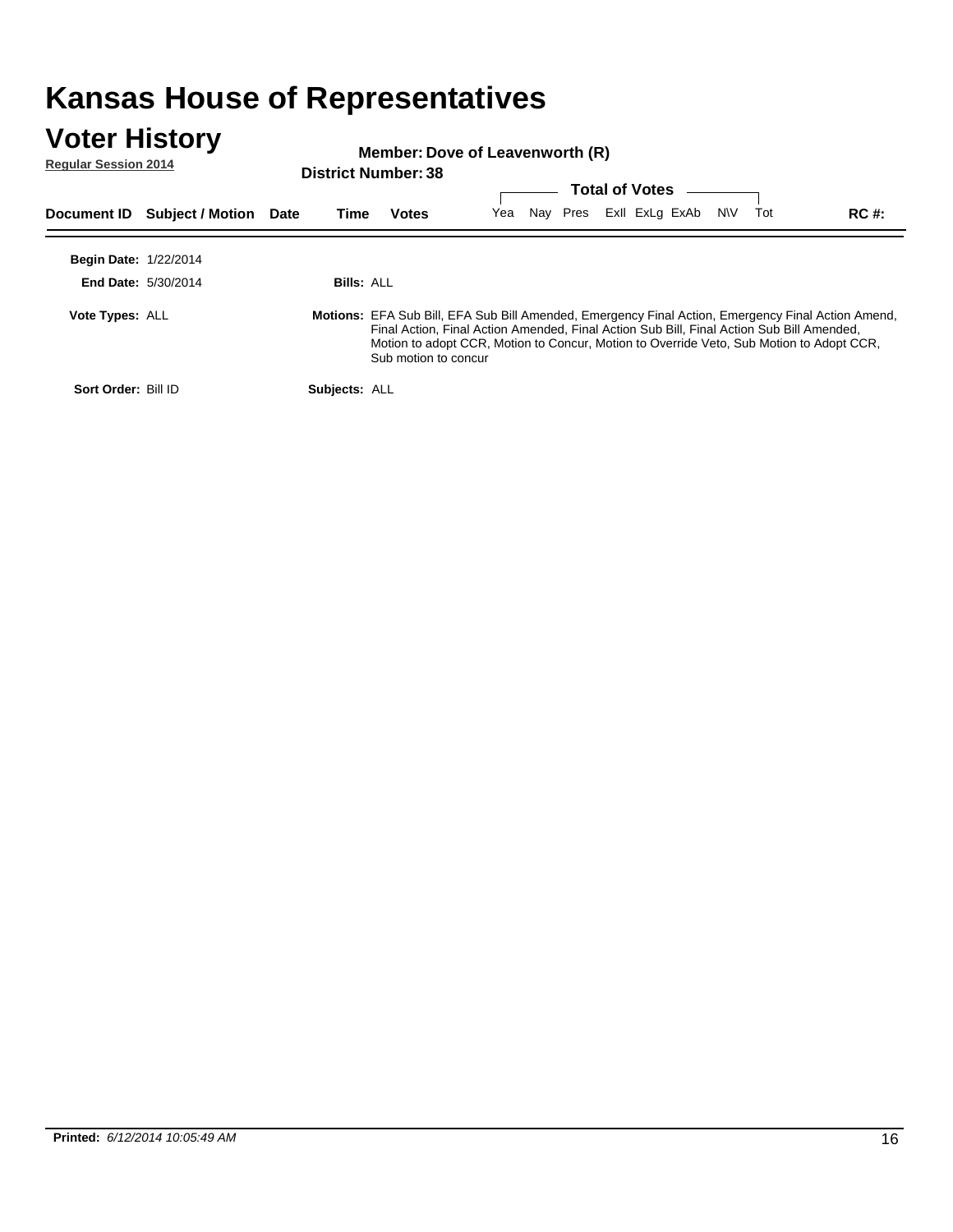# Kansas House of Representatives

## Voter History

**Regular Session 2014**

**Member: Dove of Leavenworth (R)**

**District Number: 38**

| Document ID | Subject / Motion | Date | Time | Votes | Yea | Nay | Pres | ExIl | ExLg | ExAb | N\V | Tot | RC #: |
|---|---|---|---|---|---|---|---|---|---|---|---|---|---|

**Begin Date:** 1/22/2014

**End Date:** 5/30/2014

**Bills:** ALL

**Vote Types:** ALL

**Motions:** EFA Sub Bill, EFA Sub Bill Amended, Emergency Final Action, Emergency Final Action Amend, Final Action, Final Action Amended, Final Action Sub Bill, Final Action Sub Bill Amended, Motion to adopt CCR, Motion to Concur, Motion to Override Veto, Sub Motion to Adopt CCR, Sub motion to concur

**Sort Order:** Bill ID

**Subjects:** ALL

**Printed:** *6/12/2014 10:05:49 AM*